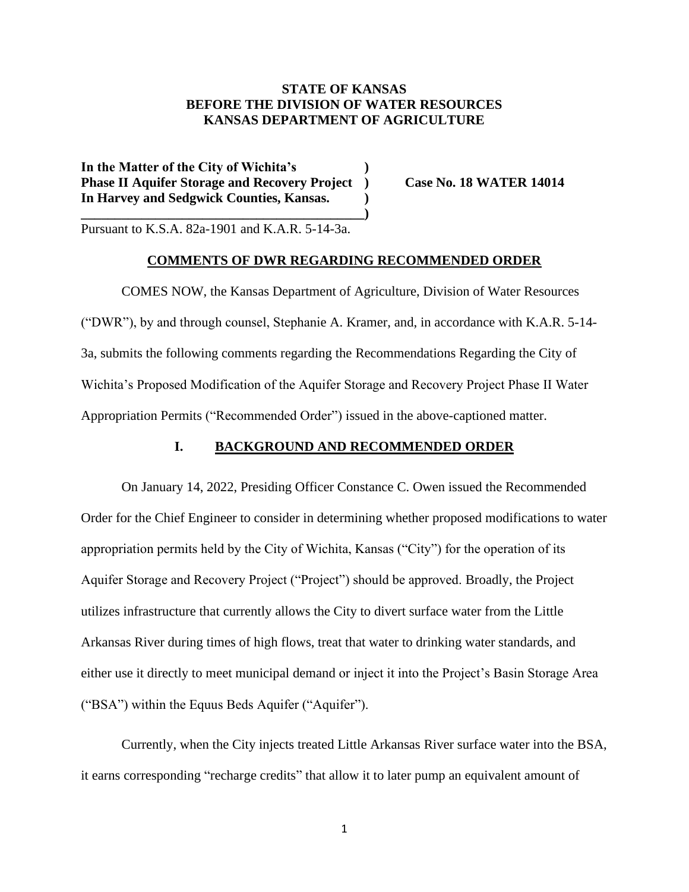**STATE OF KANSAS**
**BEFORE THE DIVISION OF WATER RESOURCES**
**KANSAS DEPARTMENT OF AGRICULTURE**

**In the Matter of the City of Wichita's** )
**Phase II Aquifer Storage and Recovery Project** ) **Case No. 18 WATER 14014**
**In Harvey and Sedgwick Counties, Kansas.** )
**\_\_\_\_\_\_\_\_\_\_\_\_\_\_\_\_\_\_\_\_\_\_\_\_\_\_\_\_\_\_\_\_\_\_\_\_\_\_\_\_\_\_\_\_**)

Pursuant to K.S.A. 82a-1901 and K.A.R. 5-14-3a.

**COMMENTS OF DWR REGARDING RECOMMENDED ORDER**

COMES NOW, the Kansas Department of Agriculture, Division of Water Resources ("DWR"), by and through counsel, Stephanie A. Kramer, and, in accordance with K.A.R. 5-14-3a, submits the following comments regarding the Recommendations Regarding the City of Wichita's Proposed Modification of the Aquifer Storage and Recovery Project Phase II Water Appropriation Permits ("Recommended Order") issued in the above-captioned matter.

## I. BACKGROUND AND RECOMMENDED ORDER

On January 14, 2022, Presiding Officer Constance C. Owen issued the Recommended Order for the Chief Engineer to consider in determining whether proposed modifications to water appropriation permits held by the City of Wichita, Kansas ("City") for the operation of its Aquifer Storage and Recovery Project ("Project") should be approved. Broadly, the Project utilizes infrastructure that currently allows the City to divert surface water from the Little Arkansas River during times of high flows, treat that water to drinking water standards, and either use it directly to meet municipal demand or inject it into the Project's Basin Storage Area ("BSA") within the Equus Beds Aquifer ("Aquifer").

Currently, when the City injects treated Little Arkansas River surface water into the BSA, it earns corresponding "recharge credits" that allow it to later pump an equivalent amount of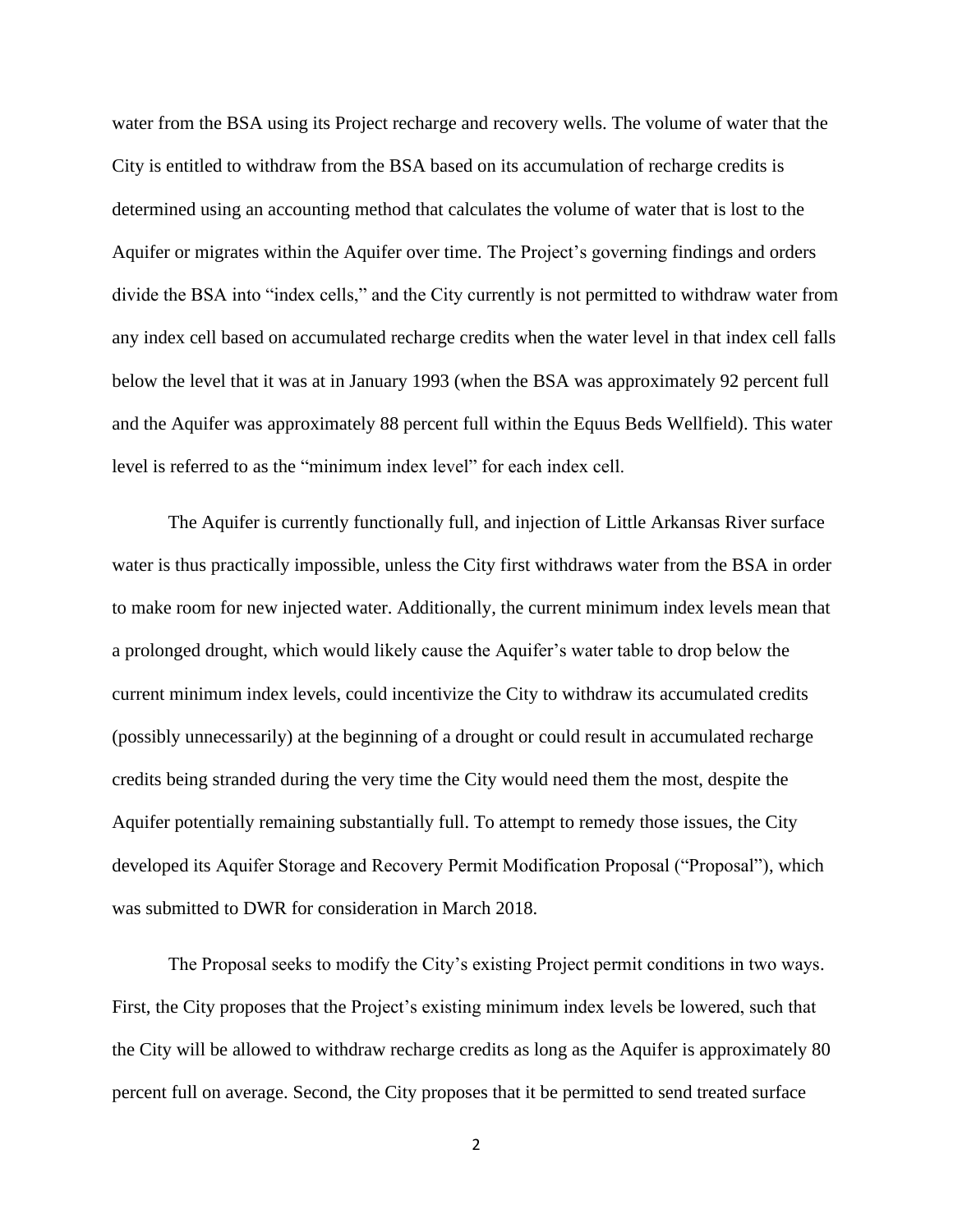water from the BSA using its Project recharge and recovery wells. The volume of water that the City is entitled to withdraw from the BSA based on its accumulation of recharge credits is determined using an accounting method that calculates the volume of water that is lost to the Aquifer or migrates within the Aquifer over time. The Project's governing findings and orders divide the BSA into "index cells," and the City currently is not permitted to withdraw water from any index cell based on accumulated recharge credits when the water level in that index cell falls below the level that it was at in January 1993 (when the BSA was approximately 92 percent full and the Aquifer was approximately 88 percent full within the Equus Beds Wellfield). This water level is referred to as the "minimum index level" for each index cell.

The Aquifer is currently functionally full, and injection of Little Arkansas River surface water is thus practically impossible, unless the City first withdraws water from the BSA in order to make room for new injected water. Additionally, the current minimum index levels mean that a prolonged drought, which would likely cause the Aquifer's water table to drop below the current minimum index levels, could incentivize the City to withdraw its accumulated credits (possibly unnecessarily) at the beginning of a drought or could result in accumulated recharge credits being stranded during the very time the City would need them the most, despite the Aquifer potentially remaining substantially full. To attempt to remedy those issues, the City developed its Aquifer Storage and Recovery Permit Modification Proposal ("Proposal"), which was submitted to DWR for consideration in March 2018.

The Proposal seeks to modify the City's existing Project permit conditions in two ways. First, the City proposes that the Project's existing minimum index levels be lowered, such that the City will be allowed to withdraw recharge credits as long as the Aquifer is approximately 80 percent full on average. Second, the City proposes that it be permitted to send treated surface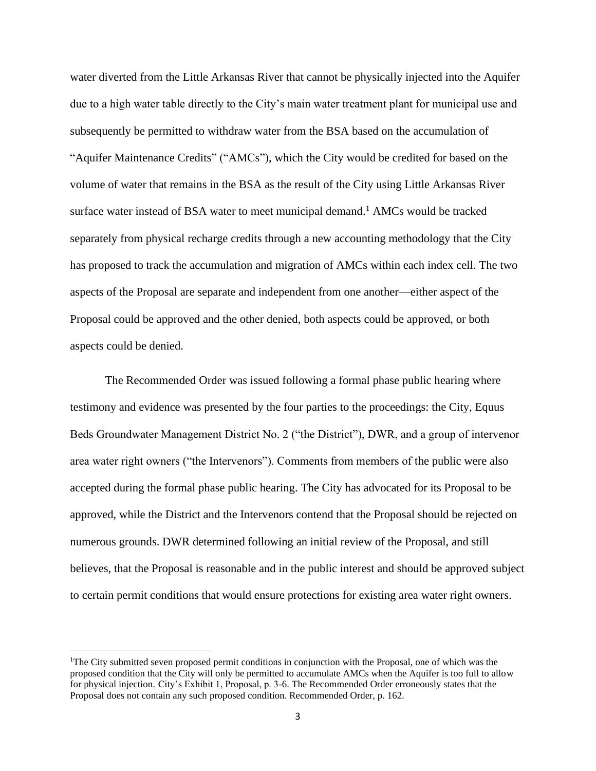water diverted from the Little Arkansas River that cannot be physically injected into the Aquifer due to a high water table directly to the City's main water treatment plant for municipal use and subsequently be permitted to withdraw water from the BSA based on the accumulation of "Aquifer Maintenance Credits" ("AMCs"), which the City would be credited for based on the volume of water that remains in the BSA as the result of the City using Little Arkansas River surface water instead of BSA water to meet municipal demand.[1] AMCs would be tracked separately from physical recharge credits through a new accounting methodology that the City has proposed to track the accumulation and migration of AMCs within each index cell. The two aspects of the Proposal are separate and independent from one another—either aspect of the Proposal could be approved and the other denied, both aspects could be approved, or both aspects could be denied.

The Recommended Order was issued following a formal phase public hearing where testimony and evidence was presented by the four parties to the proceedings: the City, Equus Beds Groundwater Management District No. 2 ("the District"), DWR, and a group of intervenor area water right owners ("the Intervenors"). Comments from members of the public were also accepted during the formal phase public hearing. The City has advocated for its Proposal to be approved, while the District and the Intervenors contend that the Proposal should be rejected on numerous grounds. DWR determined following an initial review of the Proposal, and still believes, that the Proposal is reasonable and in the public interest and should be approved subject to certain permit conditions that would ensure protections for existing area water right owners.

[1]The City submitted seven proposed permit conditions in conjunction with the Proposal, one of which was the proposed condition that the City will only be permitted to accumulate AMCs when the Aquifer is too full to allow for physical injection. City's Exhibit 1, Proposal, p. 3-6. The Recommended Order erroneously states that the Proposal does not contain any such proposed condition. Recommended Order, p. 162.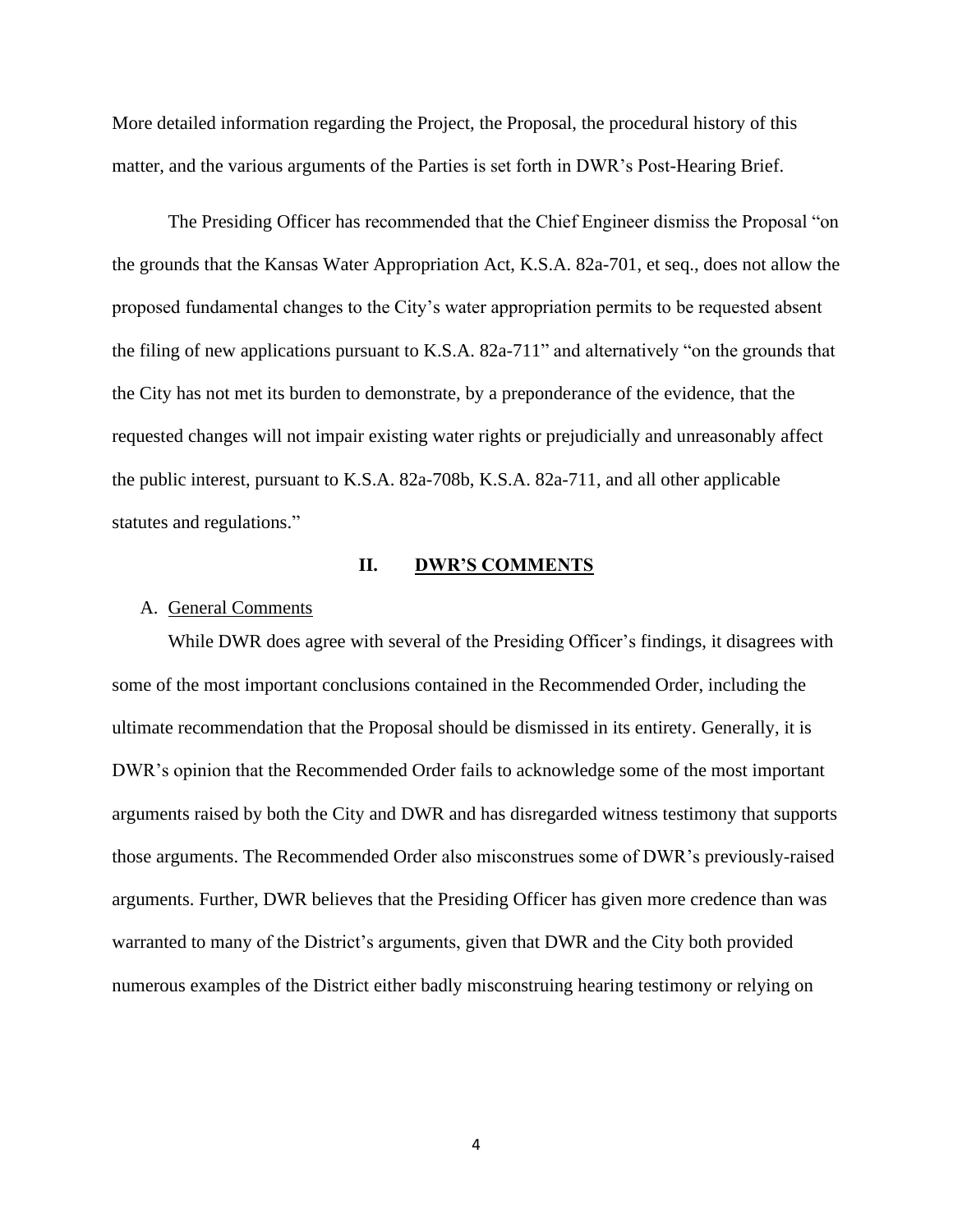More detailed information regarding the Project, the Proposal, the procedural history of this matter, and the various arguments of the Parties is set forth in DWR's Post-Hearing Brief.

The Presiding Officer has recommended that the Chief Engineer dismiss the Proposal "on the grounds that the Kansas Water Appropriation Act, K.S.A. 82a-701, et seq., does not allow the proposed fundamental changes to the City's water appropriation permits to be requested absent the filing of new applications pursuant to K.S.A. 82a-711" and alternatively "on the grounds that the City has not met its burden to demonstrate, by a preponderance of the evidence, that the requested changes will not impair existing water rights or prejudicially and unreasonably affect the public interest, pursuant to K.S.A. 82a-708b, K.S.A. 82a-711, and all other applicable statutes and regulations."

## II. DWR'S COMMENTS

### A. General Comments

While DWR does agree with several of the Presiding Officer's findings, it disagrees with some of the most important conclusions contained in the Recommended Order, including the ultimate recommendation that the Proposal should be dismissed in its entirety. Generally, it is DWR's opinion that the Recommended Order fails to acknowledge some of the most important arguments raised by both the City and DWR and has disregarded witness testimony that supports those arguments. The Recommended Order also misconstrues some of DWR's previously-raised arguments. Further, DWR believes that the Presiding Officer has given more credence than was warranted to many of the District's arguments, given that DWR and the City both provided numerous examples of the District either badly misconstruing hearing testimony or relying on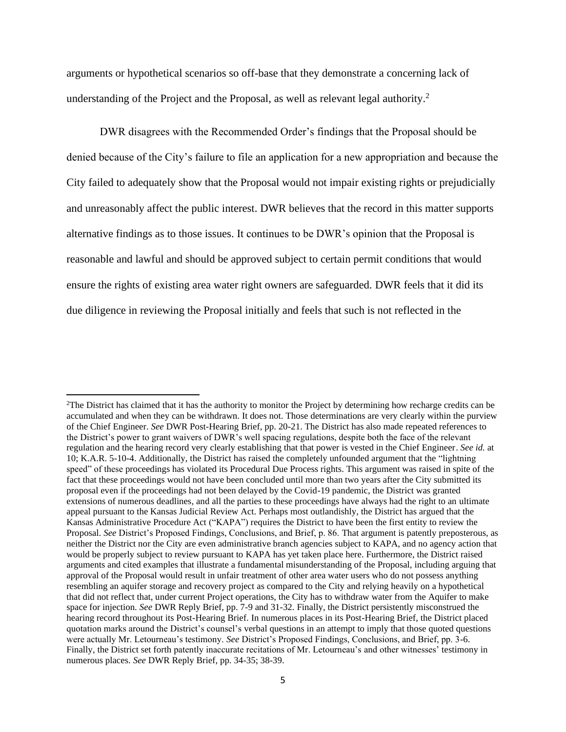arguments or hypothetical scenarios so off-base that they demonstrate a concerning lack of understanding of the Project and the Proposal, as well as relevant legal authority.[2]

DWR disagrees with the Recommended Order's findings that the Proposal should be denied because of the City's failure to file an application for a new appropriation and because the City failed to adequately show that the Proposal would not impair existing rights or prejudicially and unreasonably affect the public interest. DWR believes that the record in this matter supports alternative findings as to those issues. It continues to be DWR's opinion that the Proposal is reasonable and lawful and should be approved subject to certain permit conditions that would ensure the rights of existing area water right owners are safeguarded. DWR feels that it did its due diligence in reviewing the Proposal initially and feels that such is not reflected in the

---

[2]The District has claimed that it has the authority to monitor the Project by determining how recharge credits can be accumulated and when they can be withdrawn. It does not. Those determinations are very clearly within the purview of the Chief Engineer. *See* DWR Post-Hearing Brief, pp. 20-21. The District has also made repeated references to the District's power to grant waivers of DWR's well spacing regulations, despite both the face of the relevant regulation and the hearing record very clearly establishing that that power is vested in the Chief Engineer. *See id.* at 10; K.A.R. 5-10-4. Additionally, the District has raised the completely unfounded argument that the "lightning speed" of these proceedings has violated its Procedural Due Process rights. This argument was raised in spite of the fact that these proceedings would not have been concluded until more than two years after the City submitted its proposal even if the proceedings had not been delayed by the Covid-19 pandemic, the District was granted extensions of numerous deadlines, and all the parties to these proceedings have always had the right to an ultimate appeal pursuant to the Kansas Judicial Review Act. Perhaps most outlandishly, the District has argued that the Kansas Administrative Procedure Act ("KAPA") requires the District to have been the first entity to review the Proposal. *See* District's Proposed Findings, Conclusions, and Brief, p. 86. That argument is patently preposterous, as neither the District nor the City are even administrative branch agencies subject to KAPA, and no agency action that would be properly subject to review pursuant to KAPA has yet taken place here. Furthermore, the District raised arguments and cited examples that illustrate a fundamental misunderstanding of the Proposal, including arguing that approval of the Proposal would result in unfair treatment of other area water users who do not possess anything resembling an aquifer storage and recovery project as compared to the City and relying heavily on a hypothetical that did not reflect that, under current Project operations, the City has to withdraw water from the Aquifer to make space for injection. *See* DWR Reply Brief, pp. 7-9 and 31-32. Finally, the District persistently misconstrued the hearing record throughout its Post-Hearing Brief. In numerous places in its Post-Hearing Brief, the District placed quotation marks around the District's counsel's verbal questions in an attempt to imply that those quoted questions were actually Mr. Letourneau's testimony. *See* District's Proposed Findings, Conclusions, and Brief, pp. 3-6. Finally, the District set forth patently inaccurate recitations of Mr. Letourneau's and other witnesses' testimony in numerous places. *See* DWR Reply Brief, pp. 34-35; 38-39.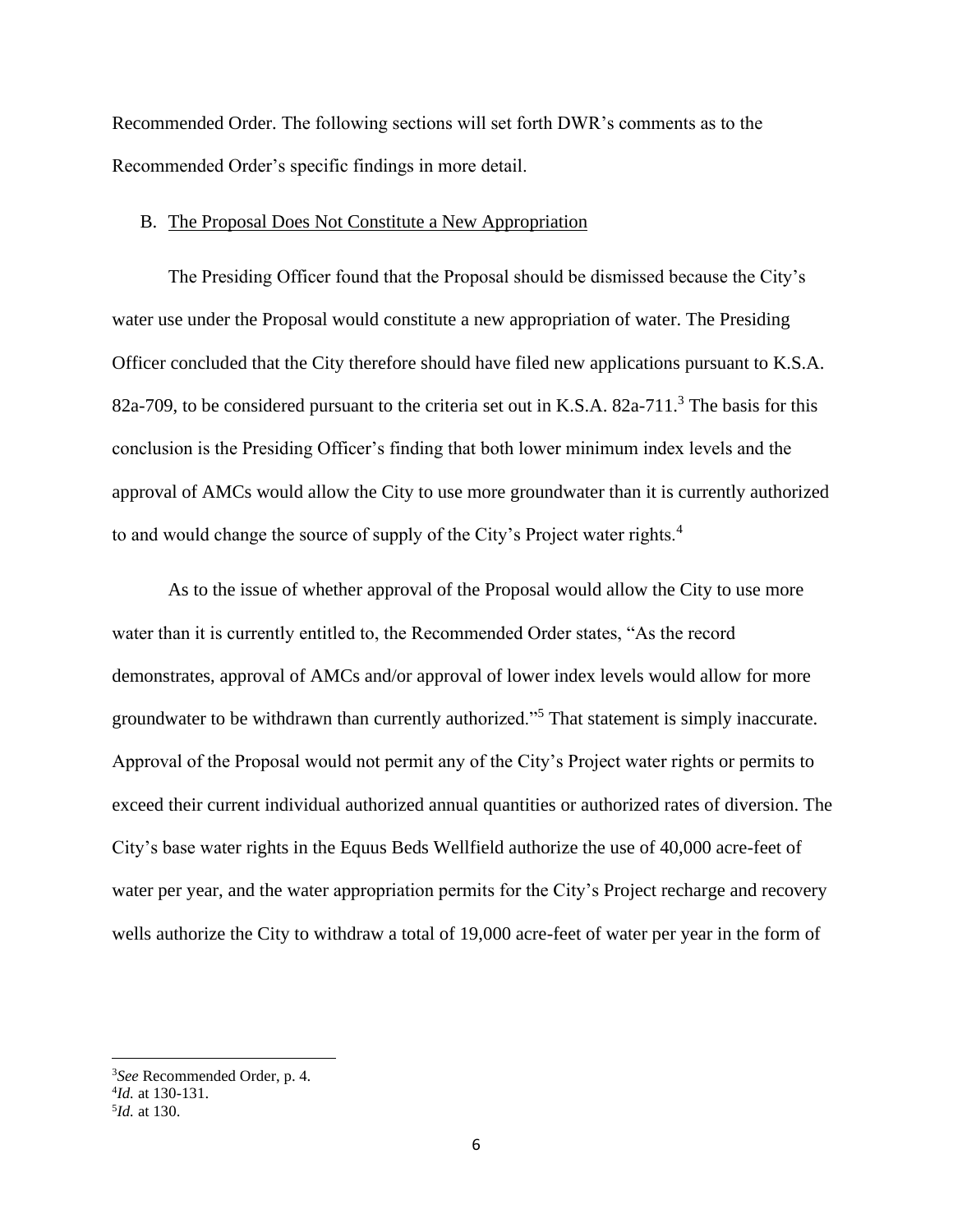Recommended Order. The following sections will set forth DWR's comments as to the Recommended Order's specific findings in more detail.

B. The Proposal Does Not Constitute a New Appropriation

The Presiding Officer found that the Proposal should be dismissed because the City's water use under the Proposal would constitute a new appropriation of water. The Presiding Officer concluded that the City therefore should have filed new applications pursuant to K.S.A. 82a-709, to be considered pursuant to the criteria set out in K.S.A. 82a-711.[3] The basis for this conclusion is the Presiding Officer's finding that both lower minimum index levels and the approval of AMCs would allow the City to use more groundwater than it is currently authorized to and would change the source of supply of the City's Project water rights.[4]

As to the issue of whether approval of the Proposal would allow the City to use more water than it is currently entitled to, the Recommended Order states, "As the record demonstrates, approval of AMCs and/or approval of lower index levels would allow for more groundwater to be withdrawn than currently authorized."[5] That statement is simply inaccurate. Approval of the Proposal would not permit any of the City's Project water rights or permits to exceed their current individual authorized annual quantities or authorized rates of diversion. The City's base water rights in the Equus Beds Wellfield authorize the use of 40,000 acre-feet of water per year, and the water appropriation permits for the City's Project recharge and recovery wells authorize the City to withdraw a total of 19,000 acre-feet of water per year in the form of

---

[3] *See* Recommended Order, p. 4.

[4] *Id.* at 130-131.

[5] *Id.* at 130.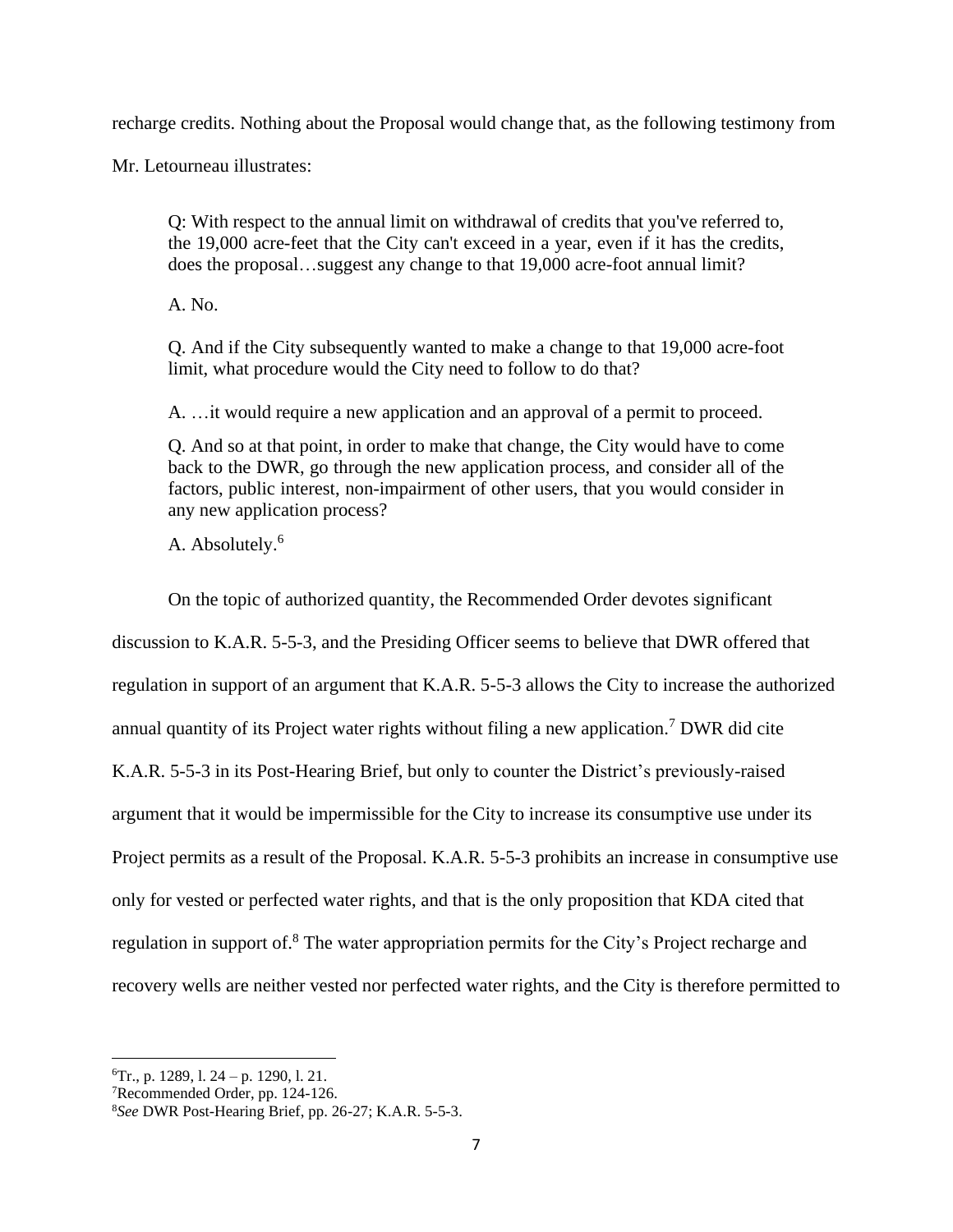recharge credits. Nothing about the Proposal would change that, as the following testimony from Mr. Letourneau illustrates:

> Q: With respect to the annual limit on withdrawal of credits that you've referred to, the 19,000 acre-feet that the City can't exceed in a year, even if it has the credits, does the proposal…suggest any change to that 19,000 acre-foot annual limit?
>
> A. No.
>
> Q. And if the City subsequently wanted to make a change to that 19,000 acre-foot limit, what procedure would the City need to follow to do that?
>
> A. …it would require a new application and an approval of a permit to proceed.
>
> Q. And so at that point, in order to make that change, the City would have to come back to the DWR, go through the new application process, and consider all of the factors, public interest, non-impairment of other users, that you would consider in any new application process?
>
> A. Absolutely.[6]

On the topic of authorized quantity, the Recommended Order devotes significant discussion to K.A.R. 5-5-3, and the Presiding Officer seems to believe that DWR offered that regulation in support of an argument that K.A.R. 5-5-3 allows the City to increase the authorized annual quantity of its Project water rights without filing a new application.[7] DWR did cite K.A.R. 5-5-3 in its Post-Hearing Brief, but only to counter the District's previously-raised argument that it would be impermissible for the City to increase its consumptive use under its Project permits as a result of the Proposal. K.A.R. 5-5-3 prohibits an increase in consumptive use only for vested or perfected water rights, and that is the only proposition that KDA cited that regulation in support of.[8] The water appropriation permits for the City's Project recharge and recovery wells are neither vested nor perfected water rights, and the City is therefore permitted to

---

[6] Tr., p. 1289, l. 24 – p. 1290, l. 21.

[7] Recommended Order, pp. 124-126.

[8] *See* DWR Post-Hearing Brief, pp. 26-27; K.A.R. 5-5-3.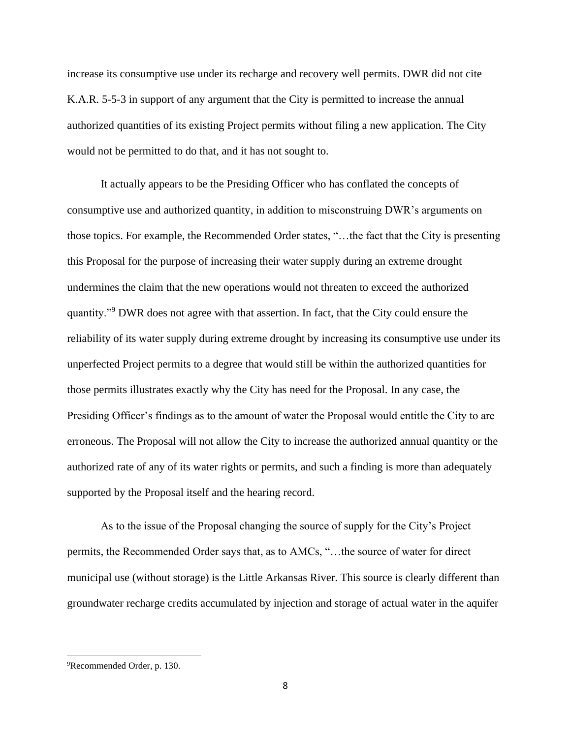increase its consumptive use under its recharge and recovery well permits. DWR did not cite K.A.R. 5-5-3 in support of any argument that the City is permitted to increase the annual authorized quantities of its existing Project permits without filing a new application. The City would not be permitted to do that, and it has not sought to.

It actually appears to be the Presiding Officer who has conflated the concepts of consumptive use and authorized quantity, in addition to misconstruing DWR's arguments on those topics. For example, the Recommended Order states, "…the fact that the City is presenting this Proposal for the purpose of increasing their water supply during an extreme drought undermines the claim that the new operations would not threaten to exceed the authorized quantity."[9] DWR does not agree with that assertion. In fact, that the City could ensure the reliability of its water supply during extreme drought by increasing its consumptive use under its unperfected Project permits to a degree that would still be within the authorized quantities for those permits illustrates exactly why the City has need for the Proposal. In any case, the Presiding Officer's findings as to the amount of water the Proposal would entitle the City to are erroneous. The Proposal will not allow the City to increase the authorized annual quantity or the authorized rate of any of its water rights or permits, and such a finding is more than adequately supported by the Proposal itself and the hearing record.

As to the issue of the Proposal changing the source of supply for the City's Project permits, the Recommended Order says that, as to AMCs, "…the source of water for direct municipal use (without storage) is the Little Arkansas River. This source is clearly different than groundwater recharge credits accumulated by injection and storage of actual water in the aquifer

[9] Recommended Order, p. 130.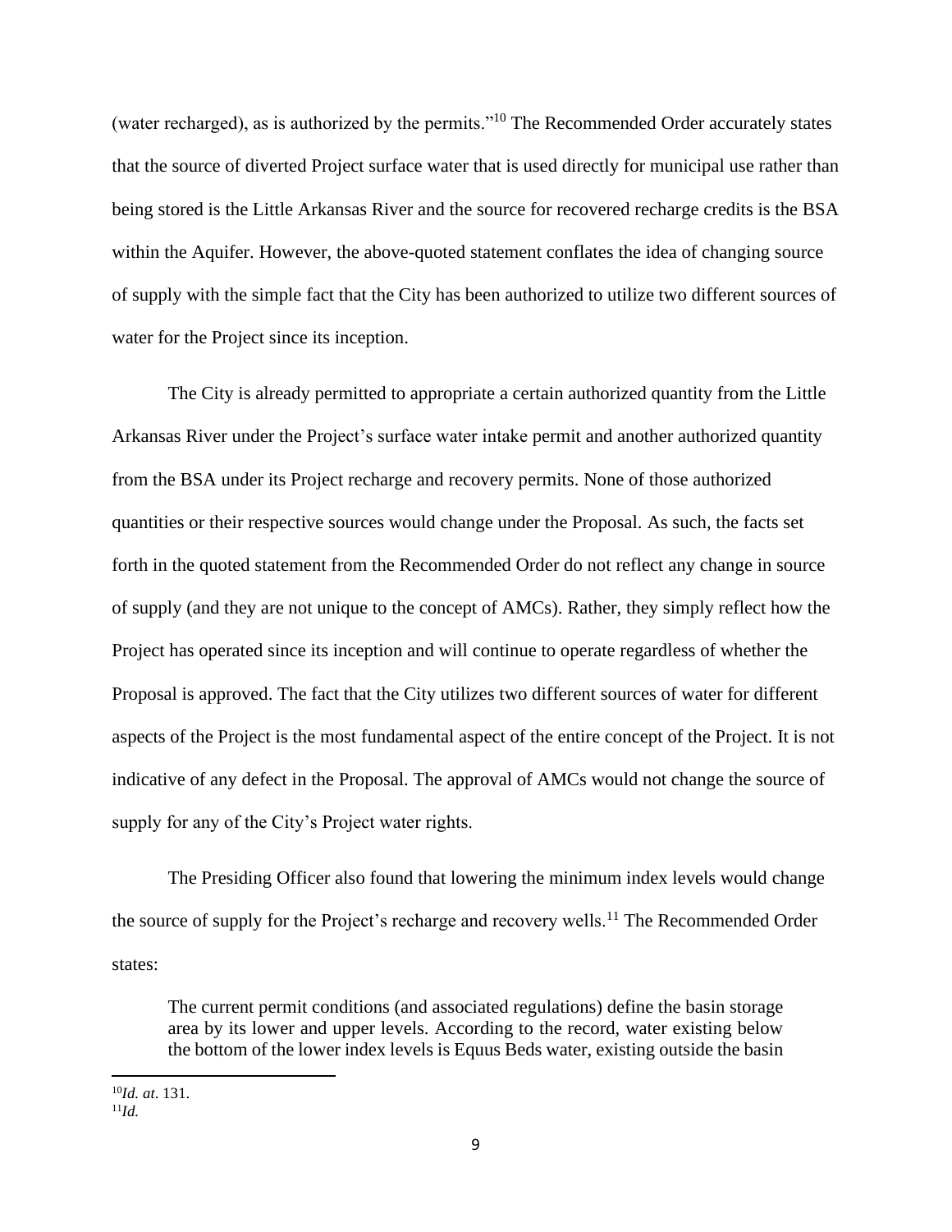(water recharged), as is authorized by the permits."[10] The Recommended Order accurately states that the source of diverted Project surface water that is used directly for municipal use rather than being stored is the Little Arkansas River and the source for recovered recharge credits is the BSA within the Aquifer. However, the above-quoted statement conflates the idea of changing source of supply with the simple fact that the City has been authorized to utilize two different sources of water for the Project since its inception.

The City is already permitted to appropriate a certain authorized quantity from the Little Arkansas River under the Project's surface water intake permit and another authorized quantity from the BSA under its Project recharge and recovery permits. None of those authorized quantities or their respective sources would change under the Proposal. As such, the facts set forth in the quoted statement from the Recommended Order do not reflect any change in source of supply (and they are not unique to the concept of AMCs). Rather, they simply reflect how the Project has operated since its inception and will continue to operate regardless of whether the Proposal is approved. The fact that the City utilizes two different sources of water for different aspects of the Project is the most fundamental aspect of the entire concept of the Project. It is not indicative of any defect in the Proposal. The approval of AMCs would not change the source of supply for any of the City's Project water rights.

The Presiding Officer also found that lowering the minimum index levels would change the source of supply for the Project's recharge and recovery wells.[11] The Recommended Order states:

> The current permit conditions (and associated regulations) define the basin storage area by its lower and upper levels. According to the record, water existing below the bottom of the lower index levels is Equus Beds water, existing outside the basin

---

[10] *Id. at*. 131.

[11] *Id.*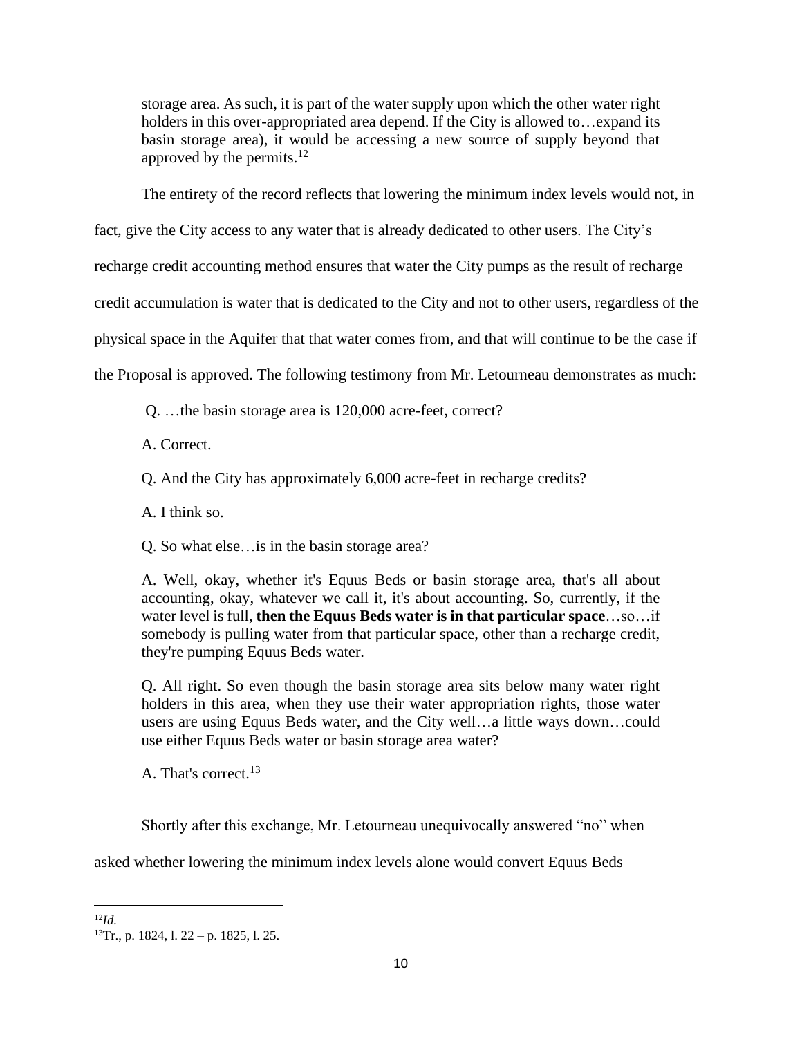> storage area. As such, it is part of the water supply upon which the other water right holders in this over-appropriated area depend. If the City is allowed to…expand its basin storage area), it would be accessing a new source of supply beyond that approved by the permits.[12]

The entirety of the record reflects that lowering the minimum index levels would not, in fact, give the City access to any water that is already dedicated to other users. The City's recharge credit accounting method ensures that water the City pumps as the result of recharge credit accumulation is water that is dedicated to the City and not to other users, regardless of the physical space in the Aquifer that that water comes from, and that will continue to be the case if the Proposal is approved. The following testimony from Mr. Letourneau demonstrates as much:

> Q. …the basin storage area is 120,000 acre-feet, correct?
>
> A. Correct.
>
> Q. And the City has approximately 6,000 acre-feet in recharge credits?
>
> A. I think so.
>
> Q. So what else…is in the basin storage area?
>
> A. Well, okay, whether it's Equus Beds or basin storage area, that's all about accounting, okay, whatever we call it, it's about accounting. So, currently, if the water level is full, **then the Equus Beds water is in that particular space**…so…if somebody is pulling water from that particular space, other than a recharge credit, they're pumping Equus Beds water.
>
> Q. All right. So even though the basin storage area sits below many water right holders in this area, when they use their water appropriation rights, those water users are using Equus Beds water, and the City well…a little ways down…could use either Equus Beds water or basin storage area water?
>
> A. That's correct.[13]

Shortly after this exchange, Mr. Letourneau unequivocally answered "no" when asked whether lowering the minimum index levels alone would convert Equus Beds

---

[12] *Id.*

[13] Tr., p. 1824, l. 22 – p. 1825, l. 25.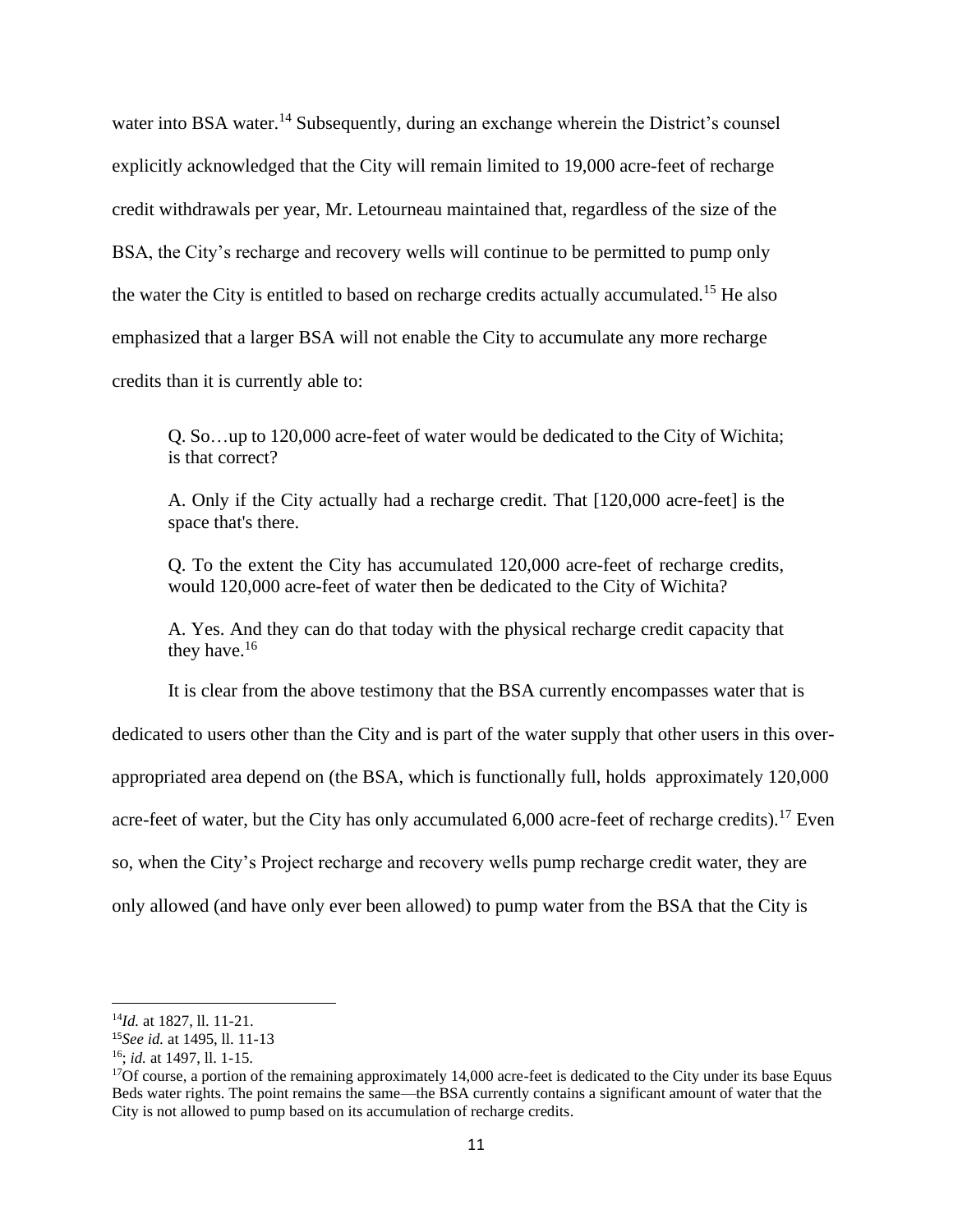water into BSA water.[14] Subsequently, during an exchange wherein the District's counsel explicitly acknowledged that the City will remain limited to 19,000 acre-feet of recharge credit withdrawals per year, Mr. Letourneau maintained that, regardless of the size of the BSA, the City's recharge and recovery wells will continue to be permitted to pump only the water the City is entitled to based on recharge credits actually accumulated.[15] He also emphasized that a larger BSA will not enable the City to accumulate any more recharge credits than it is currently able to:

> Q. So…up to 120,000 acre-feet of water would be dedicated to the City of Wichita; is that correct?
>
> A. Only if the City actually had a recharge credit. That [120,000 acre-feet] is the space that's there.
>
> Q. To the extent the City has accumulated 120,000 acre-feet of recharge credits, would 120,000 acre-feet of water then be dedicated to the City of Wichita?
>
> A. Yes. And they can do that today with the physical recharge credit capacity that they have.[16]

It is clear from the above testimony that the BSA currently encompasses water that is dedicated to users other than the City and is part of the water supply that other users in this over-appropriated area depend on (the BSA, which is functionally full, holds approximately 120,000 acre-feet of water, but the City has only accumulated 6,000 acre-feet of recharge credits).[17] Even so, when the City's Project recharge and recovery wells pump recharge credit water, they are only allowed (and have only ever been allowed) to pump water from the BSA that the City is

---

[14] *Id.* at 1827, ll. 11-21.

[15] *See id.* at 1495, ll. 11-13

[16]; *id.* at 1497, ll. 1-15.

[17] Of course, a portion of the remaining approximately 14,000 acre-feet is dedicated to the City under its base Equus Beds water rights. The point remains the same—the BSA currently contains a significant amount of water that the City is not allowed to pump based on its accumulation of recharge credits.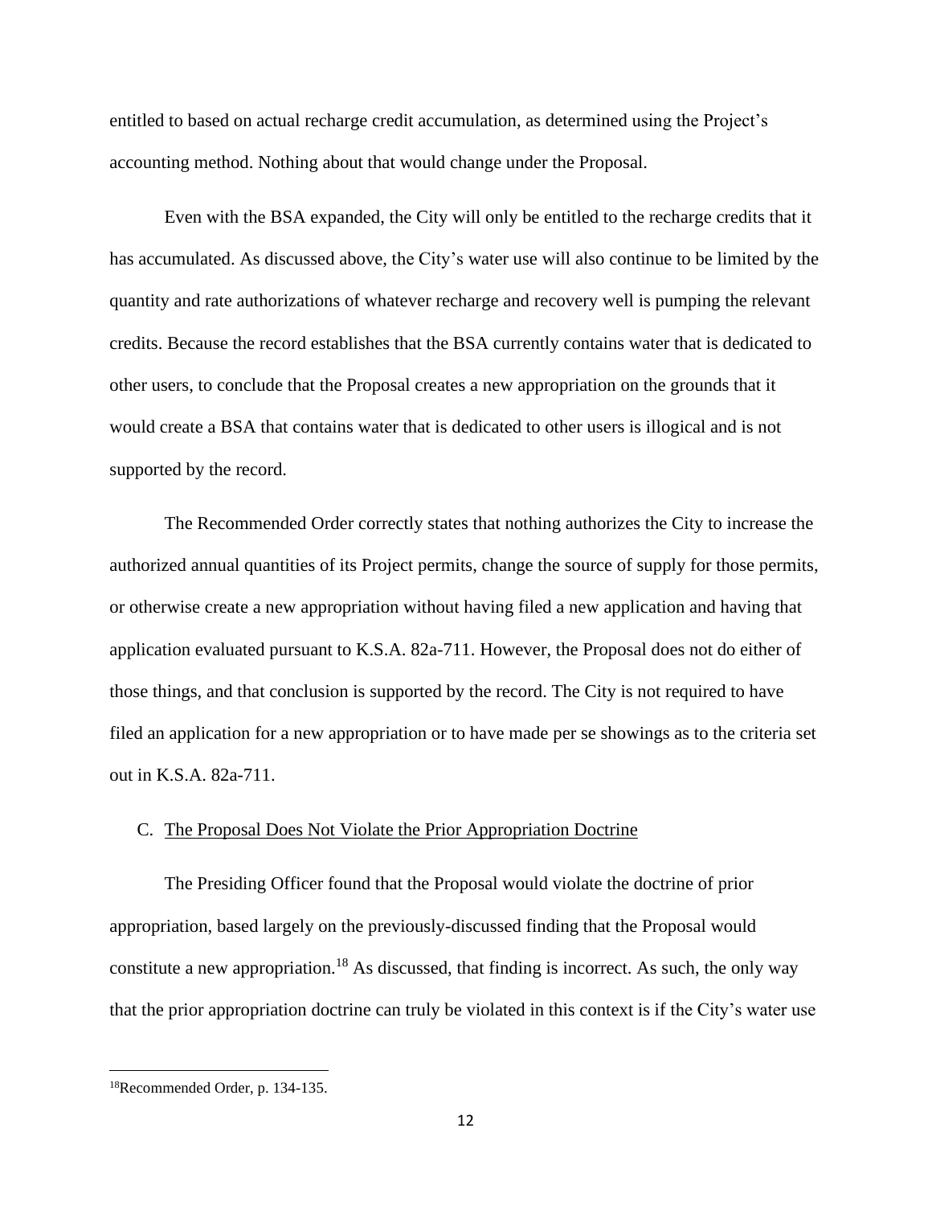entitled to based on actual recharge credit accumulation, as determined using the Project's accounting method. Nothing about that would change under the Proposal.

Even with the BSA expanded, the City will only be entitled to the recharge credits that it has accumulated. As discussed above, the City's water use will also continue to be limited by the quantity and rate authorizations of whatever recharge and recovery well is pumping the relevant credits. Because the record establishes that the BSA currently contains water that is dedicated to other users, to conclude that the Proposal creates a new appropriation on the grounds that it would create a BSA that contains water that is dedicated to other users is illogical and is not supported by the record.

The Recommended Order correctly states that nothing authorizes the City to increase the authorized annual quantities of its Project permits, change the source of supply for those permits, or otherwise create a new appropriation without having filed a new application and having that application evaluated pursuant to K.S.A. 82a-711. However, the Proposal does not do either of those things, and that conclusion is supported by the record. The City is not required to have filed an application for a new appropriation or to have made per se showings as to the criteria set out in K.S.A. 82a-711.

### C. <u>The Proposal Does Not Violate the Prior Appropriation Doctrine</u>

The Presiding Officer found that the Proposal would violate the doctrine of prior appropriation, based largely on the previously-discussed finding that the Proposal would constitute a new appropriation.[18] As discussed, that finding is incorrect. As such, the only way that the prior appropriation doctrine can truly be violated in this context is if the City's water use

[18] Recommended Order, p. 134-135.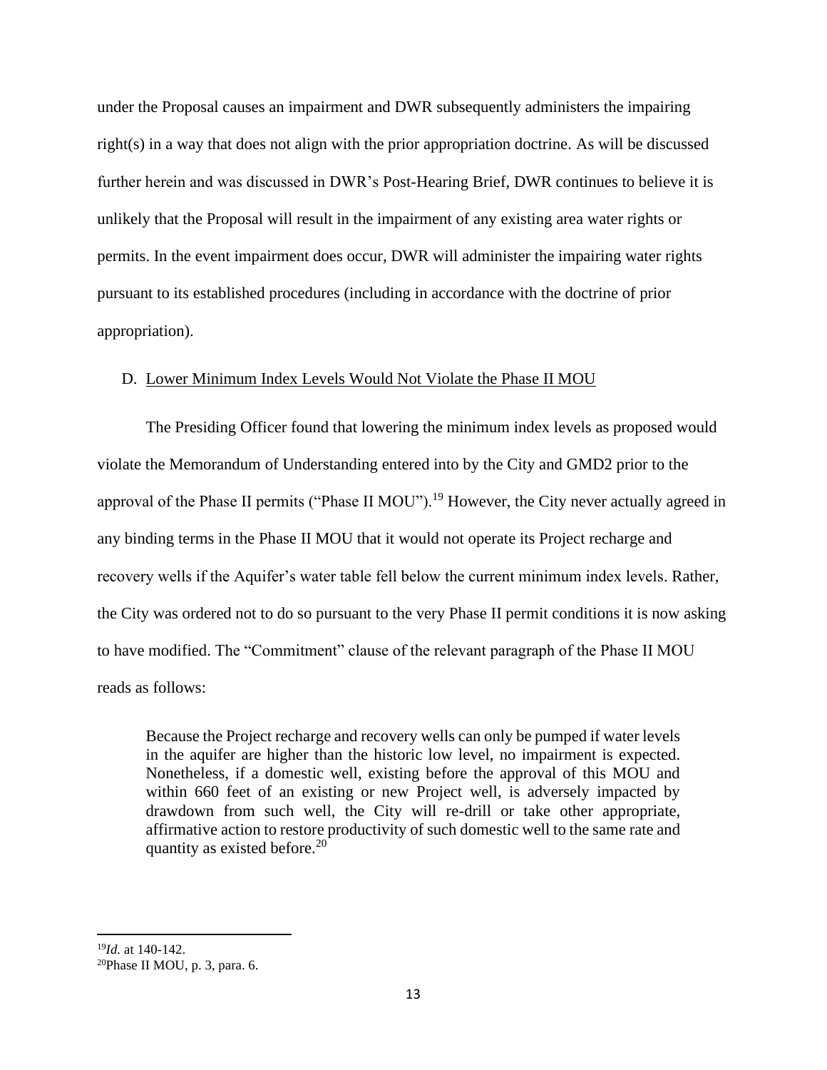under the Proposal causes an impairment and DWR subsequently administers the impairing right(s) in a way that does not align with the prior appropriation doctrine. As will be discussed further herein and was discussed in DWR's Post-Hearing Brief, DWR continues to believe it is unlikely that the Proposal will result in the impairment of any existing area water rights or permits. In the event impairment does occur, DWR will administer the impairing water rights pursuant to its established procedures (including in accordance with the doctrine of prior appropriation).

D. Lower Minimum Index Levels Would Not Violate the Phase II MOU

The Presiding Officer found that lowering the minimum index levels as proposed would violate the Memorandum of Understanding entered into by the City and GMD2 prior to the approval of the Phase II permits ("Phase II MOU").[19] However, the City never actually agreed in any binding terms in the Phase II MOU that it would not operate its Project recharge and recovery wells if the Aquifer's water table fell below the current minimum index levels. Rather, the City was ordered not to do so pursuant to the very Phase II permit conditions it is now asking to have modified. The "Commitment" clause of the relevant paragraph of the Phase II MOU reads as follows:

> Because the Project recharge and recovery wells can only be pumped if water levels in the aquifer are higher than the historic low level, no impairment is expected. Nonetheless, if a domestic well, existing before the approval of this MOU and within 660 feet of an existing or new Project well, is adversely impacted by drawdown from such well, the City will re-drill or take other appropriate, affirmative action to restore productivity of such domestic well to the same rate and quantity as existed before.[20]

---

[19] *Id.* at 140-142.

[20] Phase II MOU, p. 3, para. 6.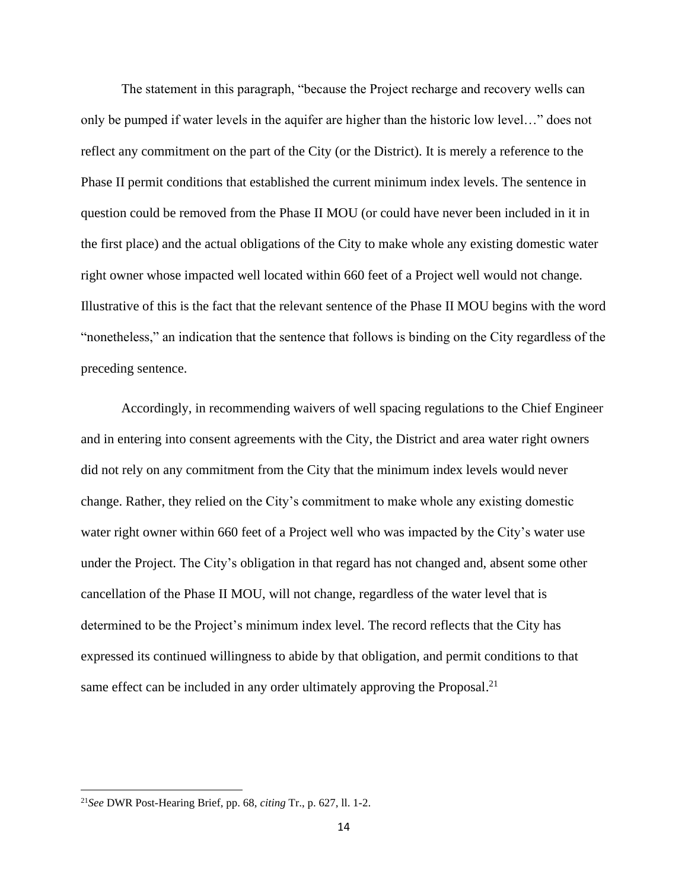The statement in this paragraph, "because the Project recharge and recovery wells can only be pumped if water levels in the aquifer are higher than the historic low level…" does not reflect any commitment on the part of the City (or the District). It is merely a reference to the Phase II permit conditions that established the current minimum index levels. The sentence in question could be removed from the Phase II MOU (or could have never been included in it in the first place) and the actual obligations of the City to make whole any existing domestic water right owner whose impacted well located within 660 feet of a Project well would not change. Illustrative of this is the fact that the relevant sentence of the Phase II MOU begins with the word "nonetheless," an indication that the sentence that follows is binding on the City regardless of the preceding sentence.

Accordingly, in recommending waivers of well spacing regulations to the Chief Engineer and in entering into consent agreements with the City, the District and area water right owners did not rely on any commitment from the City that the minimum index levels would never change. Rather, they relied on the City's commitment to make whole any existing domestic water right owner within 660 feet of a Project well who was impacted by the City's water use under the Project. The City's obligation in that regard has not changed and, absent some other cancellation of the Phase II MOU, will not change, regardless of the water level that is determined to be the Project's minimum index level. The record reflects that the City has expressed its continued willingness to abide by that obligation, and permit conditions to that same effect can be included in any order ultimately approving the Proposal.[21]

---

[21] *See* DWR Post-Hearing Brief, pp. 68, *citing* Tr., p. 627, ll. 1-2.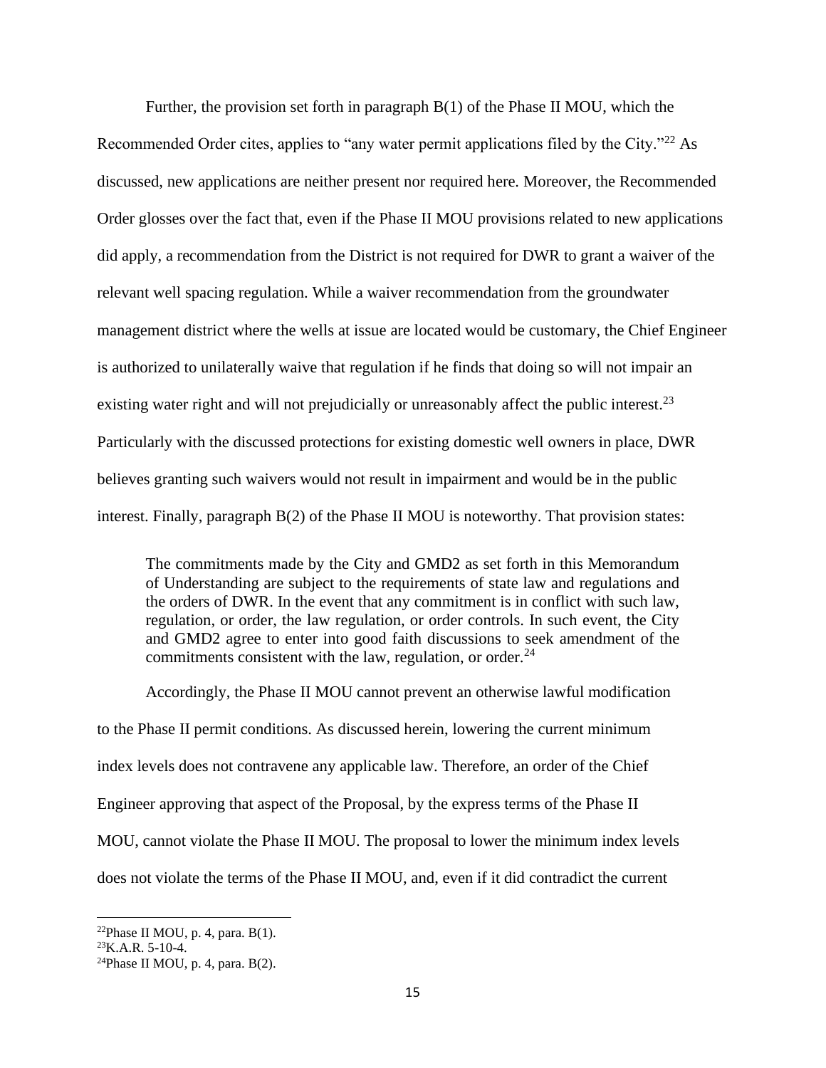Further, the provision set forth in paragraph B(1) of the Phase II MOU, which the Recommended Order cites, applies to "any water permit applications filed by the City."[22] As discussed, new applications are neither present nor required here. Moreover, the Recommended Order glosses over the fact that, even if the Phase II MOU provisions related to new applications did apply, a recommendation from the District is not required for DWR to grant a waiver of the relevant well spacing regulation. While a waiver recommendation from the groundwater management district where the wells at issue are located would be customary, the Chief Engineer is authorized to unilaterally waive that regulation if he finds that doing so will not impair an existing water right and will not prejudicially or unreasonably affect the public interest.[23] Particularly with the discussed protections for existing domestic well owners in place, DWR believes granting such waivers would not result in impairment and would be in the public interest. Finally, paragraph B(2) of the Phase II MOU is noteworthy. That provision states:

> The commitments made by the City and GMD2 as set forth in this Memorandum of Understanding are subject to the requirements of state law and regulations and the orders of DWR. In the event that any commitment is in conflict with such law, regulation, or order, the law regulation, or order controls. In such event, the City and GMD2 agree to enter into good faith discussions to seek amendment of the commitments consistent with the law, regulation, or order.[24]

Accordingly, the Phase II MOU cannot prevent an otherwise lawful modification to the Phase II permit conditions. As discussed herein, lowering the current minimum index levels does not contravene any applicable law. Therefore, an order of the Chief Engineer approving that aspect of the Proposal, by the express terms of the Phase II MOU, cannot violate the Phase II MOU. The proposal to lower the minimum index levels does not violate the terms of the Phase II MOU, and, even if it did contradict the current

---

[22] Phase II MOU, p. 4, para. B(1).
[23] K.A.R. 5-10-4.
[24] Phase II MOU, p. 4, para. B(2).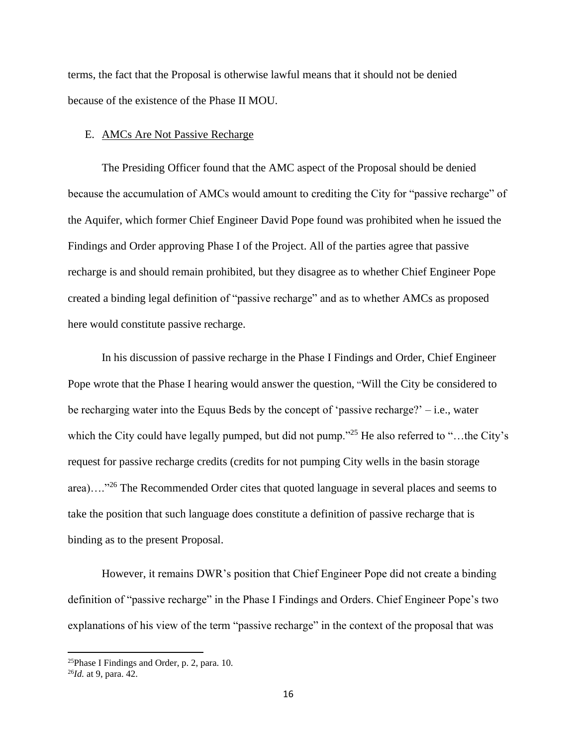terms, the fact that the Proposal is otherwise lawful means that it should not be denied because of the existence of the Phase II MOU.

### E. AMCs Are Not Passive Recharge

The Presiding Officer found that the AMC aspect of the Proposal should be denied because the accumulation of AMCs would amount to crediting the City for "passive recharge" of the Aquifer, which former Chief Engineer David Pope found was prohibited when he issued the Findings and Order approving Phase I of the Project. All of the parties agree that passive recharge is and should remain prohibited, but they disagree as to whether Chief Engineer Pope created a binding legal definition of "passive recharge" and as to whether AMCs as proposed here would constitute passive recharge.

In his discussion of passive recharge in the Phase I Findings and Order, Chief Engineer Pope wrote that the Phase I hearing would answer the question, "Will the City be considered to be recharging water into the Equus Beds by the concept of 'passive recharge?' – i.e., water which the City could have legally pumped, but did not pump."[25] He also referred to "…the City's request for passive recharge credits (credits for not pumping City wells in the basin storage area)…."[26] The Recommended Order cites that quoted language in several places and seems to take the position that such language does constitute a definition of passive recharge that is binding as to the present Proposal.

However, it remains DWR's position that Chief Engineer Pope did not create a binding definition of "passive recharge" in the Phase I Findings and Orders. Chief Engineer Pope's two explanations of his view of the term "passive recharge" in the context of the proposal that was

[25] Phase I Findings and Order, p. 2, para. 10.

[26] *Id.* at 9, para. 42.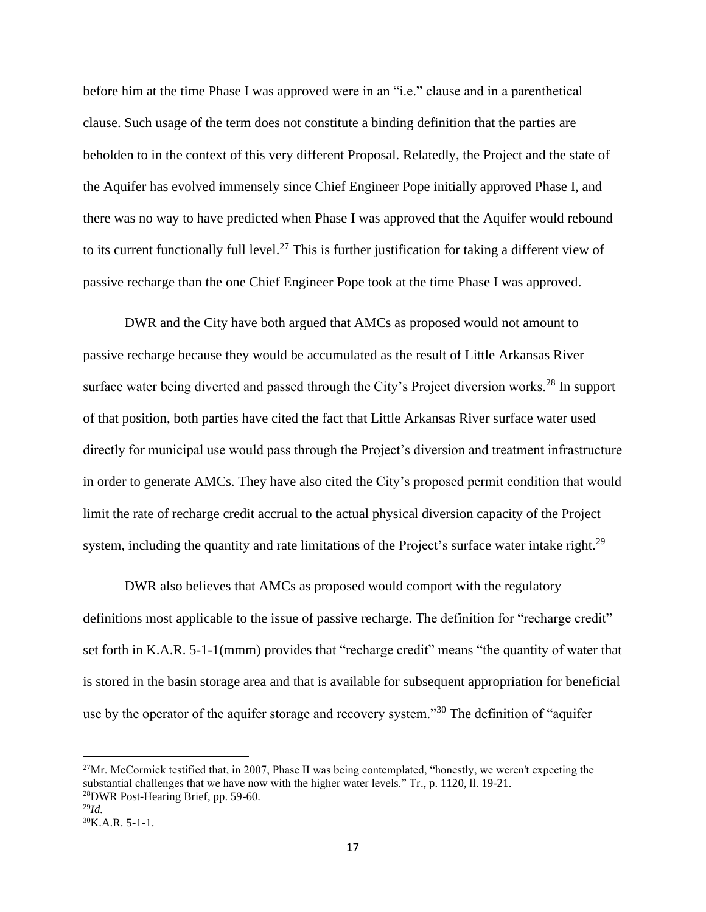before him at the time Phase I was approved were in an "i.e." clause and in a parenthetical clause. Such usage of the term does not constitute a binding definition that the parties are beholden to in the context of this very different Proposal. Relatedly, the Project and the state of the Aquifer has evolved immensely since Chief Engineer Pope initially approved Phase I, and there was no way to have predicted when Phase I was approved that the Aquifer would rebound to its current functionally full level.[27] This is further justification for taking a different view of passive recharge than the one Chief Engineer Pope took at the time Phase I was approved.

DWR and the City have both argued that AMCs as proposed would not amount to passive recharge because they would be accumulated as the result of Little Arkansas River surface water being diverted and passed through the City's Project diversion works.[28] In support of that position, both parties have cited the fact that Little Arkansas River surface water used directly for municipal use would pass through the Project's diversion and treatment infrastructure in order to generate AMCs. They have also cited the City's proposed permit condition that would limit the rate of recharge credit accrual to the actual physical diversion capacity of the Project system, including the quantity and rate limitations of the Project's surface water intake right.[29]

DWR also believes that AMCs as proposed would comport with the regulatory definitions most applicable to the issue of passive recharge. The definition for "recharge credit" set forth in K.A.R. 5-1-1(mmm) provides that "recharge credit" means "the quantity of water that is stored in the basin storage area and that is available for subsequent appropriation for beneficial use by the operator of the aquifer storage and recovery system."[30] The definition of "aquifer

---

[27] Mr. McCormick testified that, in 2007, Phase II was being contemplated, "honestly, we weren't expecting the substantial challenges that we have now with the higher water levels." Tr., p. 1120, ll. 19-21.

[28] DWR Post-Hearing Brief, pp. 59-60.

[29] *Id.*

[30] K.A.R. 5-1-1.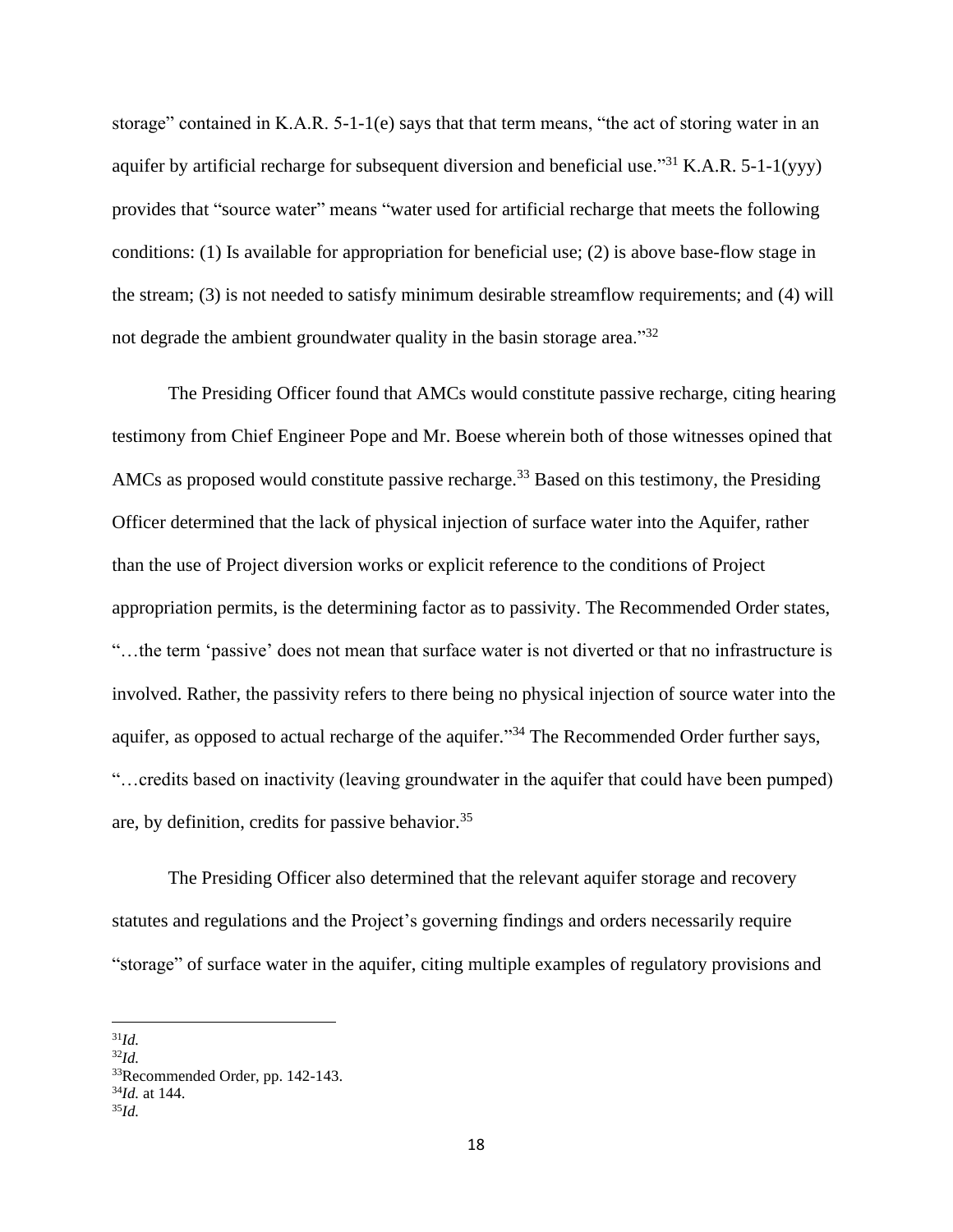storage" contained in K.A.R. 5-1-1(e) says that that term means, "the act of storing water in an aquifer by artificial recharge for subsequent diversion and beneficial use."[31] K.A.R. 5-1-1(yyy) provides that "source water" means "water used for artificial recharge that meets the following conditions: (1) Is available for appropriation for beneficial use; (2) is above base-flow stage in the stream; (3) is not needed to satisfy minimum desirable streamflow requirements; and (4) will not degrade the ambient groundwater quality in the basin storage area."[32]

The Presiding Officer found that AMCs would constitute passive recharge, citing hearing testimony from Chief Engineer Pope and Mr. Boese wherein both of those witnesses opined that AMCs as proposed would constitute passive recharge.[33] Based on this testimony, the Presiding Officer determined that the lack of physical injection of surface water into the Aquifer, rather than the use of Project diversion works or explicit reference to the conditions of Project appropriation permits, is the determining factor as to passivity. The Recommended Order states, "…the term 'passive' does not mean that surface water is not diverted or that no infrastructure is involved. Rather, the passivity refers to there being no physical injection of source water into the aquifer, as opposed to actual recharge of the aquifer."[34] The Recommended Order further says, "…credits based on inactivity (leaving groundwater in the aquifer that could have been pumped) are, by definition, credits for passive behavior.[35]

The Presiding Officer also determined that the relevant aquifer storage and recovery statutes and regulations and the Project's governing findings and orders necessarily require "storage" of surface water in the aquifer, citing multiple examples of regulatory provisions and

---

[31] *Id.*
[32] *Id.*
[33] Recommended Order, pp. 142-143.
[34] *Id.* at 144.
[35] *Id.*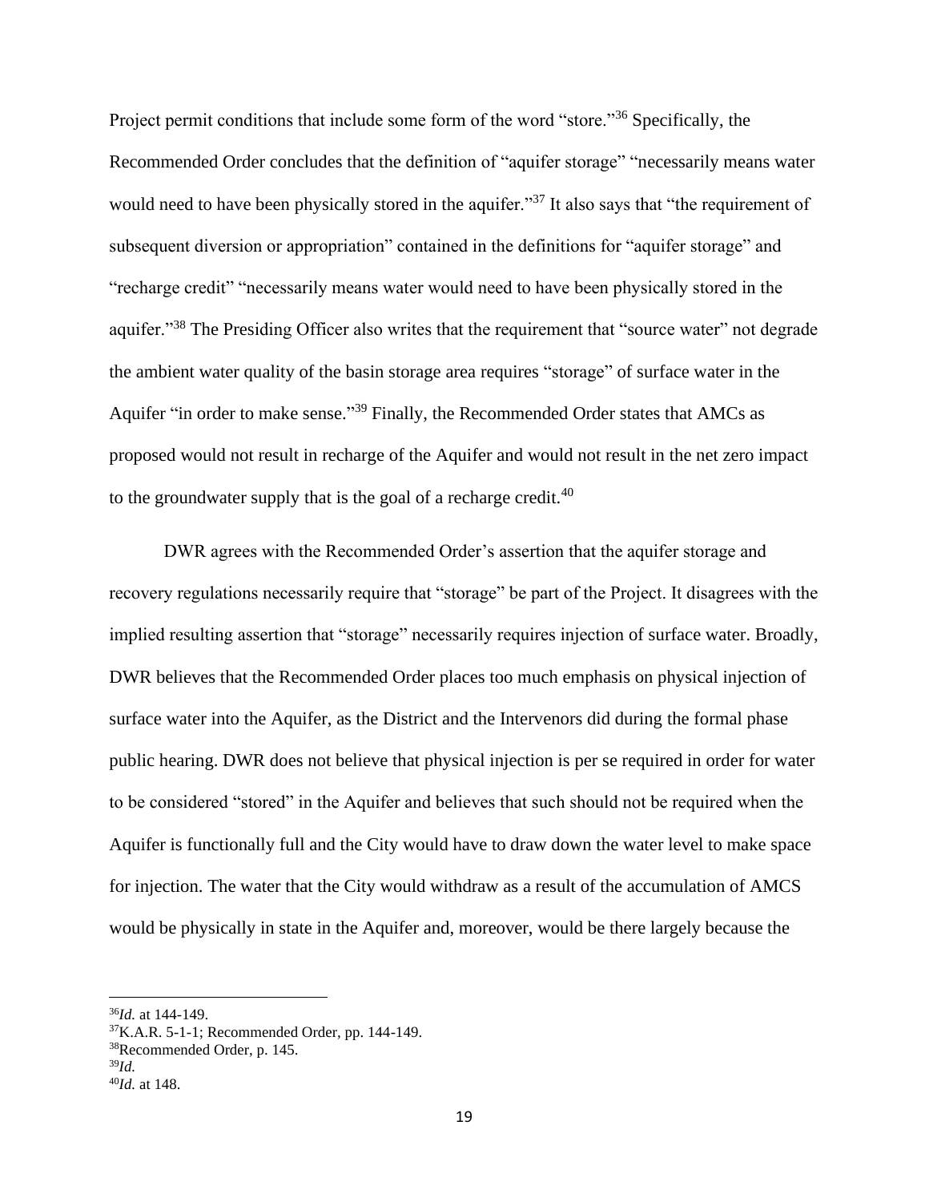Project permit conditions that include some form of the word "store."[36] Specifically, the Recommended Order concludes that the definition of "aquifer storage" "necessarily means water would need to have been physically stored in the aquifer."[37] It also says that "the requirement of subsequent diversion or appropriation" contained in the definitions for "aquifer storage" and "recharge credit" "necessarily means water would need to have been physically stored in the aquifer."[38] The Presiding Officer also writes that the requirement that "source water" not degrade the ambient water quality of the basin storage area requires "storage" of surface water in the Aquifer "in order to make sense."[39] Finally, the Recommended Order states that AMCs as proposed would not result in recharge of the Aquifer and would not result in the net zero impact to the groundwater supply that is the goal of a recharge credit.[40]

DWR agrees with the Recommended Order's assertion that the aquifer storage and recovery regulations necessarily require that "storage" be part of the Project. It disagrees with the implied resulting assertion that "storage" necessarily requires injection of surface water. Broadly, DWR believes that the Recommended Order places too much emphasis on physical injection of surface water into the Aquifer, as the District and the Intervenors did during the formal phase public hearing. DWR does not believe that physical injection is per se required in order for water to be considered "stored" in the Aquifer and believes that such should not be required when the Aquifer is functionally full and the City would have to draw down the water level to make space for injection. The water that the City would withdraw as a result of the accumulation of AMCS would be physically in state in the Aquifer and, moreover, would be there largely because the

---

[36] *Id.* at 144-149.

[37] K.A.R. 5-1-1; Recommended Order, pp. 144-149.

[38] Recommended Order, p. 145.

[39] *Id.*

[40] *Id.* at 148.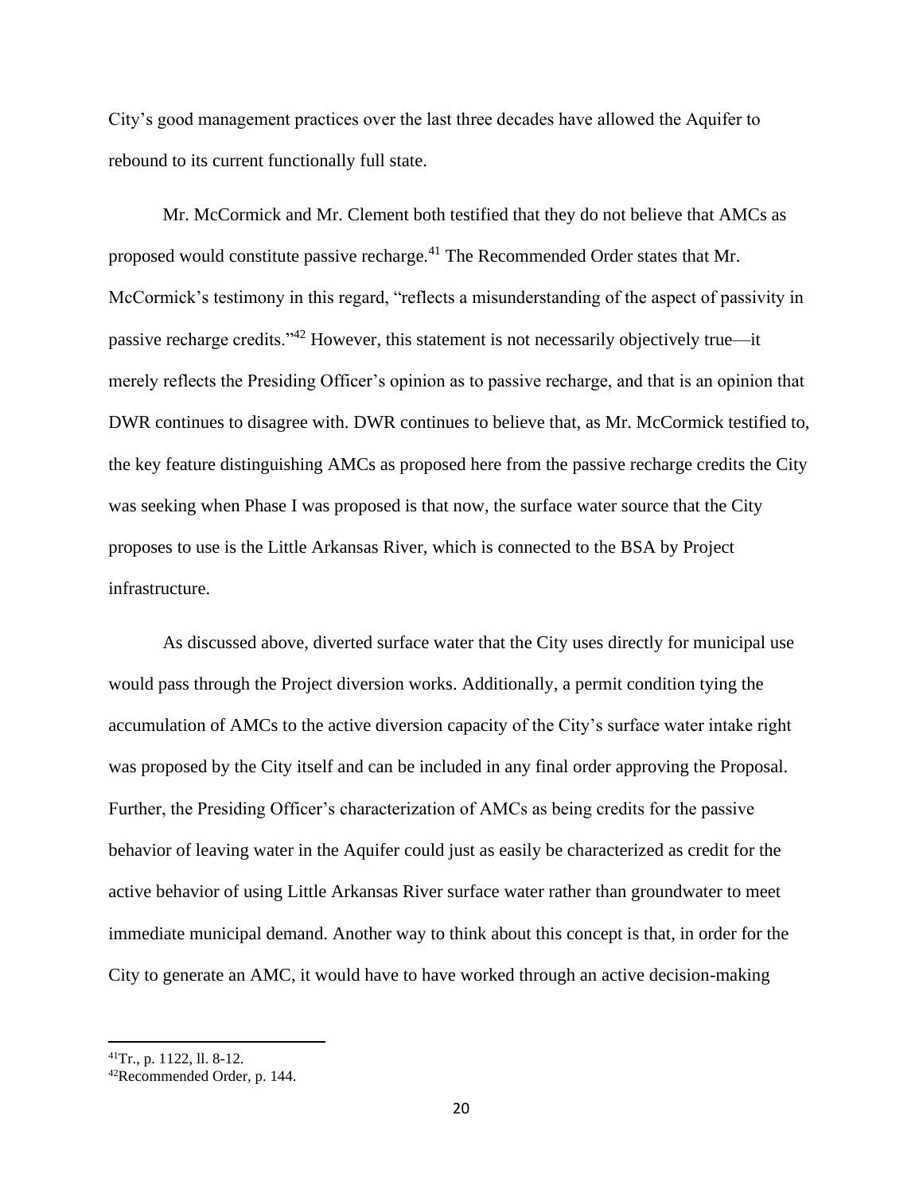City's good management practices over the last three decades have allowed the Aquifer to rebound to its current functionally full state.

Mr. McCormick and Mr. Clement both testified that they do not believe that AMCs as proposed would constitute passive recharge.[41] The Recommended Order states that Mr. McCormick's testimony in this regard, "reflects a misunderstanding of the aspect of passivity in passive recharge credits."[42] However, this statement is not necessarily objectively true—it merely reflects the Presiding Officer's opinion as to passive recharge, and that is an opinion that DWR continues to disagree with. DWR continues to believe that, as Mr. McCormick testified to, the key feature distinguishing AMCs as proposed here from the passive recharge credits the City was seeking when Phase I was proposed is that now, the surface water source that the City proposes to use is the Little Arkansas River, which is connected to the BSA by Project infrastructure.

As discussed above, diverted surface water that the City uses directly for municipal use would pass through the Project diversion works. Additionally, a permit condition tying the accumulation of AMCs to the active diversion capacity of the City's surface water intake right was proposed by the City itself and can be included in any final order approving the Proposal. Further, the Presiding Officer's characterization of AMCs as being credits for the passive behavior of leaving water in the Aquifer could just as easily be characterized as credit for the active behavior of using Little Arkansas River surface water rather than groundwater to meet immediate municipal demand. Another way to think about this concept is that, in order for the City to generate an AMC, it would have to have worked through an active decision-making

[41] Tr., p. 1122, ll. 8-12.

[42] Recommended Order, p. 144.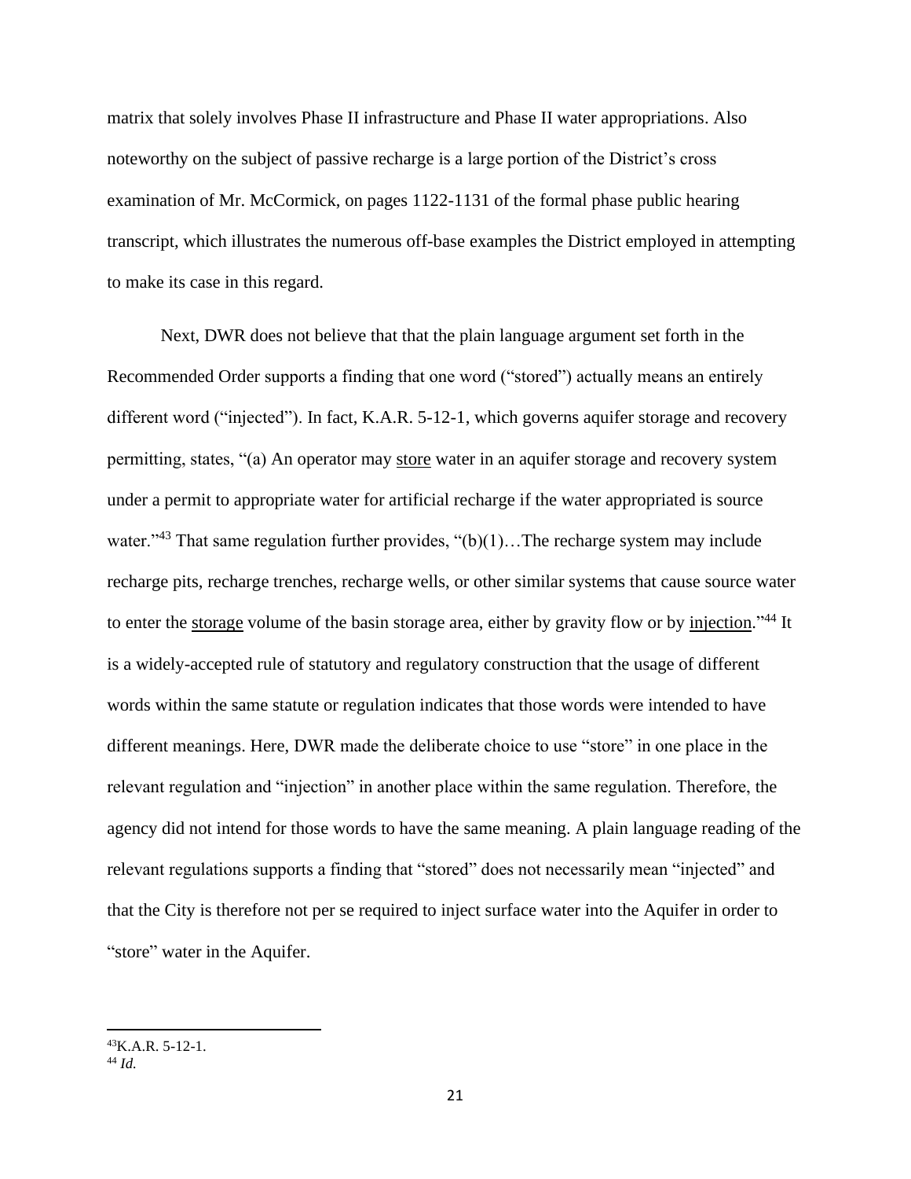matrix that solely involves Phase II infrastructure and Phase II water appropriations. Also noteworthy on the subject of passive recharge is a large portion of the District's cross examination of Mr. McCormick, on pages 1122-1131 of the formal phase public hearing transcript, which illustrates the numerous off-base examples the District employed in attempting to make its case in this regard.

Next, DWR does not believe that that the plain language argument set forth in the Recommended Order supports a finding that one word ("stored") actually means an entirely different word ("injected"). In fact, K.A.R. 5-12-1, which governs aquifer storage and recovery permitting, states, "(a) An operator may <u>store</u> water in an aquifer storage and recovery system under a permit to appropriate water for artificial recharge if the water appropriated is source water."[43] That same regulation further provides, "(b)(1)…The recharge system may include recharge pits, recharge trenches, recharge wells, or other similar systems that cause source water to enter the <u>storage</u> volume of the basin storage area, either by gravity flow or by <u>injection</u>."[44] It is a widely-accepted rule of statutory and regulatory construction that the usage of different words within the same statute or regulation indicates that those words were intended to have different meanings. Here, DWR made the deliberate choice to use "store" in one place in the relevant regulation and "injection" in another place within the same regulation. Therefore, the agency did not intend for those words to have the same meaning. A plain language reading of the relevant regulations supports a finding that "stored" does not necessarily mean "injected" and that the City is therefore not per se required to inject surface water into the Aquifer in order to "store" water in the Aquifer.

---

[43] K.A.R. 5-12-1.

[44] *Id.*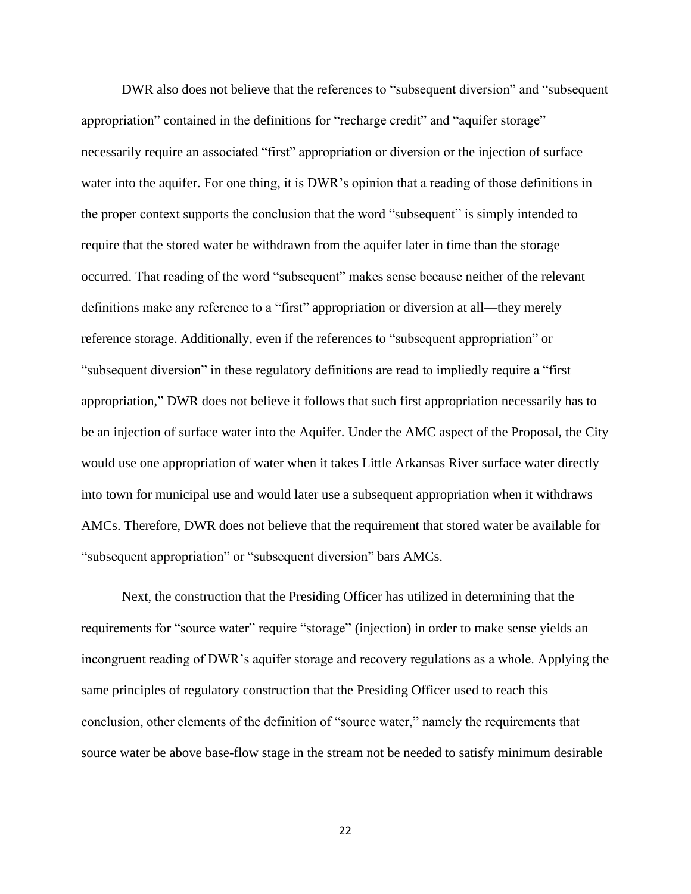DWR also does not believe that the references to "subsequent diversion" and "subsequent appropriation" contained in the definitions for "recharge credit" and "aquifer storage" necessarily require an associated "first" appropriation or diversion or the injection of surface water into the aquifer. For one thing, it is DWR's opinion that a reading of those definitions in the proper context supports the conclusion that the word "subsequent" is simply intended to require that the stored water be withdrawn from the aquifer later in time than the storage occurred. That reading of the word "subsequent" makes sense because neither of the relevant definitions make any reference to a "first" appropriation or diversion at all—they merely reference storage. Additionally, even if the references to "subsequent appropriation" or "subsequent diversion" in these regulatory definitions are read to impliedly require a "first appropriation," DWR does not believe it follows that such first appropriation necessarily has to be an injection of surface water into the Aquifer. Under the AMC aspect of the Proposal, the City would use one appropriation of water when it takes Little Arkansas River surface water directly into town for municipal use and would later use a subsequent appropriation when it withdraws AMCs. Therefore, DWR does not believe that the requirement that stored water be available for "subsequent appropriation" or "subsequent diversion" bars AMCs.

Next, the construction that the Presiding Officer has utilized in determining that the requirements for "source water" require "storage" (injection) in order to make sense yields an incongruent reading of DWR's aquifer storage and recovery regulations as a whole. Applying the same principles of regulatory construction that the Presiding Officer used to reach this conclusion, other elements of the definition of "source water," namely the requirements that source water be above base-flow stage in the stream not be needed to satisfy minimum desirable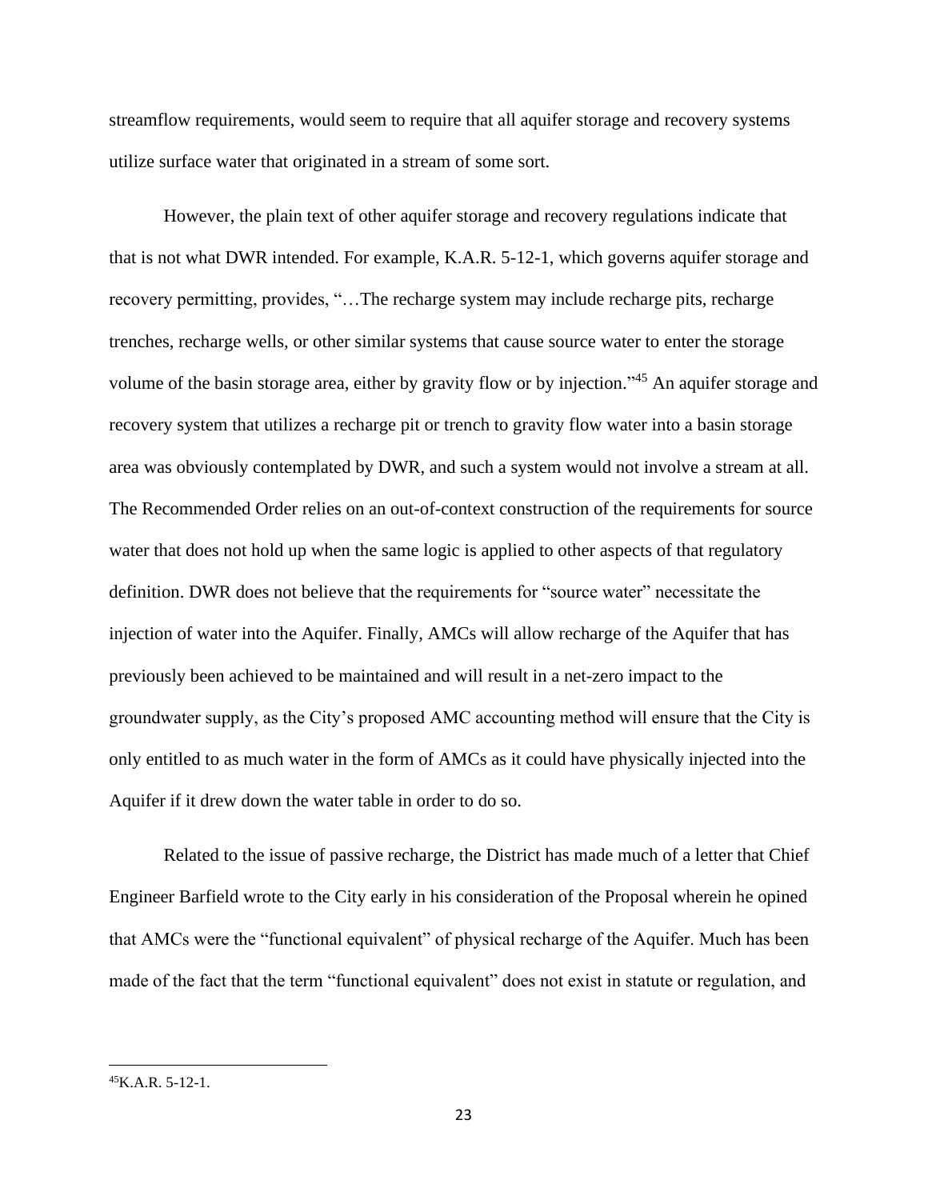streamflow requirements, would seem to require that all aquifer storage and recovery systems utilize surface water that originated in a stream of some sort.

However, the plain text of other aquifer storage and recovery regulations indicate that that is not what DWR intended. For example, K.A.R. 5-12-1, which governs aquifer storage and recovery permitting, provides, "…The recharge system may include recharge pits, recharge trenches, recharge wells, or other similar systems that cause source water to enter the storage volume of the basin storage area, either by gravity flow or by injection."[45] An aquifer storage and recovery system that utilizes a recharge pit or trench to gravity flow water into a basin storage area was obviously contemplated by DWR, and such a system would not involve a stream at all. The Recommended Order relies on an out-of-context construction of the requirements for source water that does not hold up when the same logic is applied to other aspects of that regulatory definition. DWR does not believe that the requirements for "source water" necessitate the injection of water into the Aquifer. Finally, AMCs will allow recharge of the Aquifer that has previously been achieved to be maintained and will result in a net-zero impact to the groundwater supply, as the City's proposed AMC accounting method will ensure that the City is only entitled to as much water in the form of AMCs as it could have physically injected into the Aquifer if it drew down the water table in order to do so.

Related to the issue of passive recharge, the District has made much of a letter that Chief Engineer Barfield wrote to the City early in his consideration of the Proposal wherein he opined that AMCs were the "functional equivalent" of physical recharge of the Aquifer. Much has been made of the fact that the term "functional equivalent" does not exist in statute or regulation, and

[45] K.A.R. 5-12-1.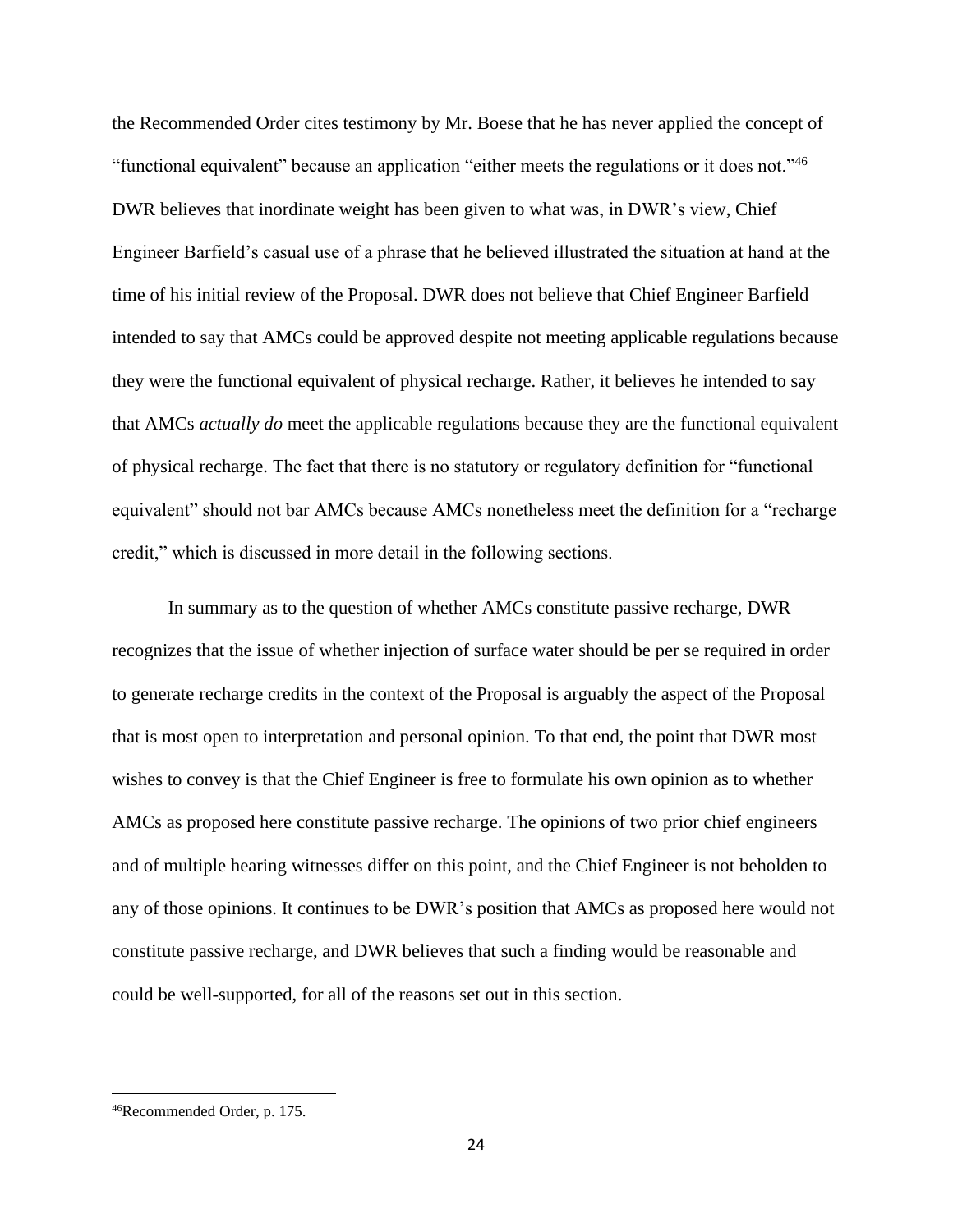the Recommended Order cites testimony by Mr. Boese that he has never applied the concept of "functional equivalent" because an application "either meets the regulations or it does not."[46] DWR believes that inordinate weight has been given to what was, in DWR's view, Chief Engineer Barfield's casual use of a phrase that he believed illustrated the situation at hand at the time of his initial review of the Proposal. DWR does not believe that Chief Engineer Barfield intended to say that AMCs could be approved despite not meeting applicable regulations because they were the functional equivalent of physical recharge. Rather, it believes he intended to say that AMCs *actually do* meet the applicable regulations because they are the functional equivalent of physical recharge. The fact that there is no statutory or regulatory definition for "functional equivalent" should not bar AMCs because AMCs nonetheless meet the definition for a "recharge credit," which is discussed in more detail in the following sections.

In summary as to the question of whether AMCs constitute passive recharge, DWR recognizes that the issue of whether injection of surface water should be per se required in order to generate recharge credits in the context of the Proposal is arguably the aspect of the Proposal that is most open to interpretation and personal opinion. To that end, the point that DWR most wishes to convey is that the Chief Engineer is free to formulate his own opinion as to whether AMCs as proposed here constitute passive recharge. The opinions of two prior chief engineers and of multiple hearing witnesses differ on this point, and the Chief Engineer is not beholden to any of those opinions. It continues to be DWR's position that AMCs as proposed here would not constitute passive recharge, and DWR believes that such a finding would be reasonable and could be well-supported, for all of the reasons set out in this section.

---

[46] Recommended Order, p. 175.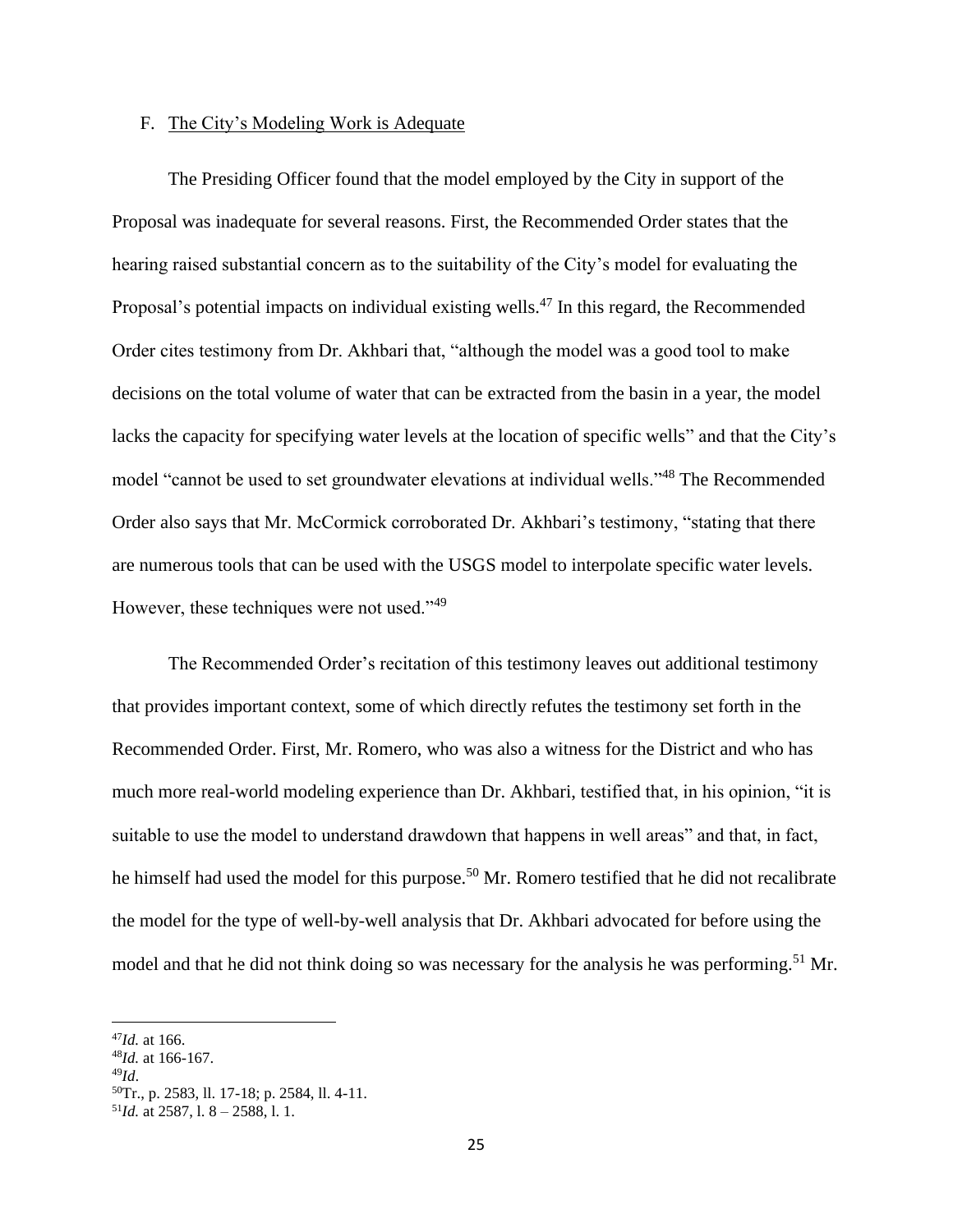F. The City's Modeling Work is Adequate

The Presiding Officer found that the model employed by the City in support of the Proposal was inadequate for several reasons. First, the Recommended Order states that the hearing raised substantial concern as to the suitability of the City's model for evaluating the Proposal's potential impacts on individual existing wells.[47] In this regard, the Recommended Order cites testimony from Dr. Akhbari that, "although the model was a good tool to make decisions on the total volume of water that can be extracted from the basin in a year, the model lacks the capacity for specifying water levels at the location of specific wells" and that the City's model "cannot be used to set groundwater elevations at individual wells."[48] The Recommended Order also says that Mr. McCormick corroborated Dr. Akhbari's testimony, "stating that there are numerous tools that can be used with the USGS model to interpolate specific water levels. However, these techniques were not used."[49]

The Recommended Order's recitation of this testimony leaves out additional testimony that provides important context, some of which directly refutes the testimony set forth in the Recommended Order. First, Mr. Romero, who was also a witness for the District and who has much more real-world modeling experience than Dr. Akhbari, testified that, in his opinion, "it is suitable to use the model to understand drawdown that happens in well areas" and that, in fact, he himself had used the model for this purpose.[50] Mr. Romero testified that he did not recalibrate the model for the type of well-by-well analysis that Dr. Akhbari advocated for before using the model and that he did not think doing so was necessary for the analysis he was performing.[51] Mr.

[47] *Id.* at 166.
[48] *Id.* at 166-167.
[49] *Id.*
[50] Tr., p. 2583, ll. 17-18; p. 2584, ll. 4-11.
[51] *Id.* at 2587, l. 8 – 2588, l. 1.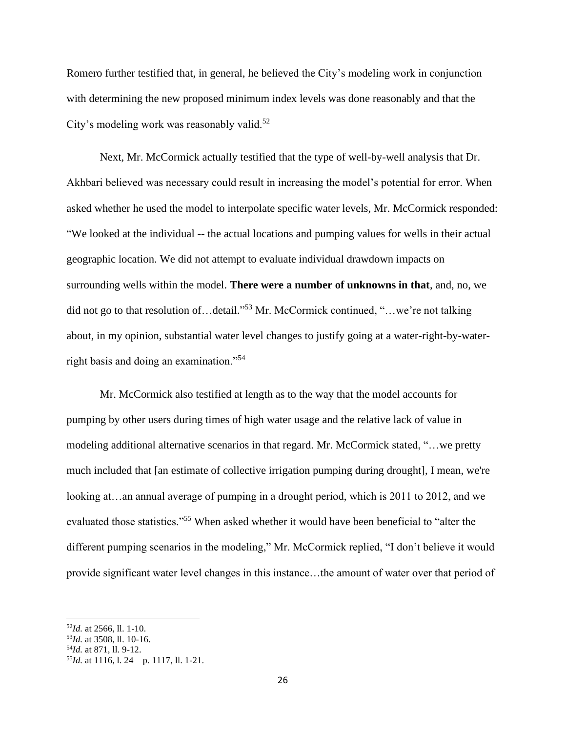Romero further testified that, in general, he believed the City's modeling work in conjunction with determining the new proposed minimum index levels was done reasonably and that the City's modeling work was reasonably valid.[52]

Next, Mr. McCormick actually testified that the type of well-by-well analysis that Dr. Akhbari believed was necessary could result in increasing the model's potential for error. When asked whether he used the model to interpolate specific water levels, Mr. McCormick responded: "We looked at the individual -- the actual locations and pumping values for wells in their actual geographic location. We did not attempt to evaluate individual drawdown impacts on surrounding wells within the model. **There were a number of unknowns in that**, and, no, we did not go to that resolution of…detail."[53] Mr. McCormick continued, "…we're not talking about, in my opinion, substantial water level changes to justify going at a water-right-by-water-right basis and doing an examination."[54]

Mr. McCormick also testified at length as to the way that the model accounts for pumping by other users during times of high water usage and the relative lack of value in modeling additional alternative scenarios in that regard. Mr. McCormick stated, "…we pretty much included that [an estimate of collective irrigation pumping during drought], I mean, we're looking at…an annual average of pumping in a drought period, which is 2011 to 2012, and we evaluated those statistics."[55] When asked whether it would have been beneficial to "alter the different pumping scenarios in the modeling," Mr. McCormick replied, "I don't believe it would provide significant water level changes in this instance…the amount of water over that period of

---

[52] *Id.* at 2566, ll. 1-10.

[53] *Id.* at 3508, ll. 10-16.

[54] *Id.* at 871, ll. 9-12.

[55] *Id.* at 1116, l. 24 – p. 1117, ll. 1-21.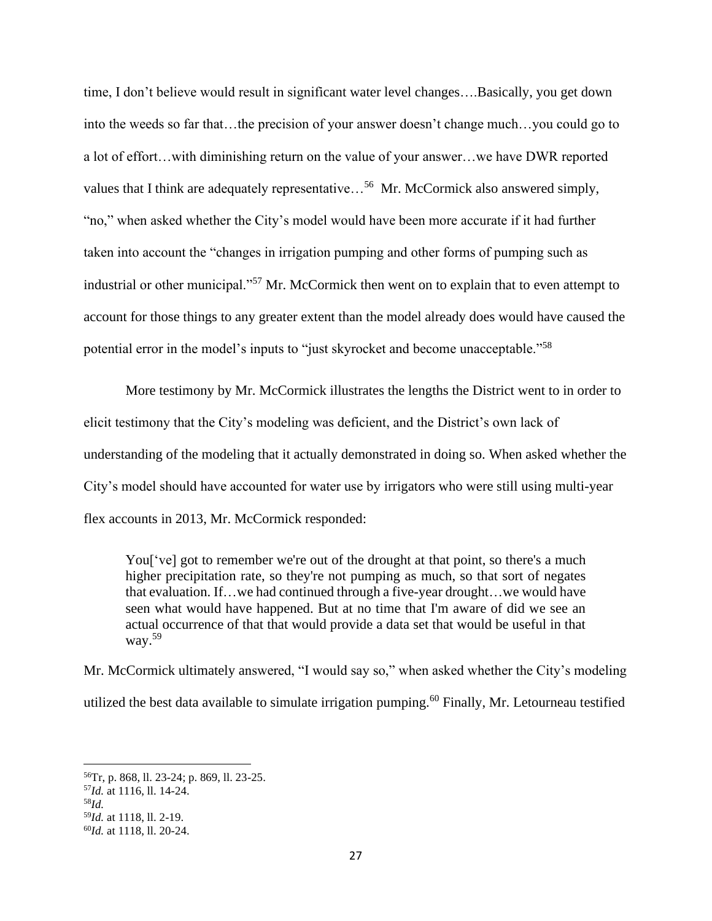time, I don't believe would result in significant water level changes….Basically, you get down into the weeds so far that…the precision of your answer doesn't change much…you could go to a lot of effort…with diminishing return on the value of your answer…we have DWR reported values that I think are adequately representative…[56] Mr. McCormick also answered simply, "no," when asked whether the City's model would have been more accurate if it had further taken into account the "changes in irrigation pumping and other forms of pumping such as industrial or other municipal."[57] Mr. McCormick then went on to explain that to even attempt to account for those things to any greater extent than the model already does would have caused the potential error in the model's inputs to "just skyrocket and become unacceptable."[58]

More testimony by Mr. McCormick illustrates the lengths the District went to in order to elicit testimony that the City's modeling was deficient, and the District's own lack of understanding of the modeling that it actually demonstrated in doing so. When asked whether the City's model should have accounted for water use by irrigators who were still using multi-year flex accounts in 2013, Mr. McCormick responded:

> You['ve] got to remember we're out of the drought at that point, so there's a much higher precipitation rate, so they're not pumping as much, so that sort of negates that evaluation. If…we had continued through a five-year drought…we would have seen what would have happened. But at no time that I'm aware of did we see an actual occurrence of that that would provide a data set that would be useful in that way.[59]

Mr. McCormick ultimately answered, "I would say so," when asked whether the City's modeling utilized the best data available to simulate irrigation pumping.[60] Finally, Mr. Letourneau testified

---

[56] Tr, p. 868, ll. 23-24; p. 869, ll. 23-25.
[57] *Id.* at 1116, ll. 14-24.
[58] *Id.*
[59] *Id.* at 1118, ll. 2-19.
[60] *Id.* at 1118, ll. 20-24.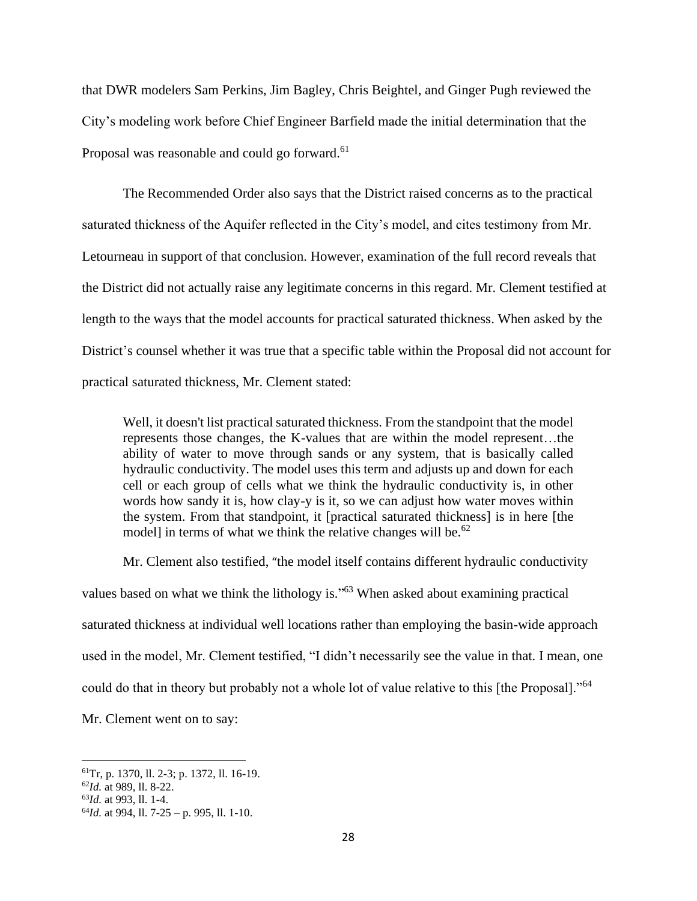that DWR modelers Sam Perkins, Jim Bagley, Chris Beightel, and Ginger Pugh reviewed the City's modeling work before Chief Engineer Barfield made the initial determination that the Proposal was reasonable and could go forward.[61]

The Recommended Order also says that the District raised concerns as to the practical saturated thickness of the Aquifer reflected in the City's model, and cites testimony from Mr. Letourneau in support of that conclusion. However, examination of the full record reveals that the District did not actually raise any legitimate concerns in this regard. Mr. Clement testified at length to the ways that the model accounts for practical saturated thickness. When asked by the District's counsel whether it was true that a specific table within the Proposal did not account for practical saturated thickness, Mr. Clement stated:

> Well, it doesn't list practical saturated thickness. From the standpoint that the model represents those changes, the K-values that are within the model represent…the ability of water to move through sands or any system, that is basically called hydraulic conductivity. The model uses this term and adjusts up and down for each cell or each group of cells what we think the hydraulic conductivity is, in other words how sandy it is, how clay-y is it, so we can adjust how water moves within the system. From that standpoint, it [practical saturated thickness] is in here [the model] in terms of what we think the relative changes will be.[62]

Mr. Clement also testified, "the model itself contains different hydraulic conductivity values based on what we think the lithology is."[63] When asked about examining practical saturated thickness at individual well locations rather than employing the basin-wide approach used in the model, Mr. Clement testified, "I didn't necessarily see the value in that. I mean, one could do that in theory but probably not a whole lot of value relative to this [the Proposal]."[64] Mr. Clement went on to say:

---

[61] Tr, p. 1370, ll. 2-3; p. 1372, ll. 16-19.

[62] *Id.* at 989, ll. 8-22.

[63] *Id.* at 993, ll. 1-4.

[64] *Id.* at 994, ll. 7-25 – p. 995, ll. 1-10.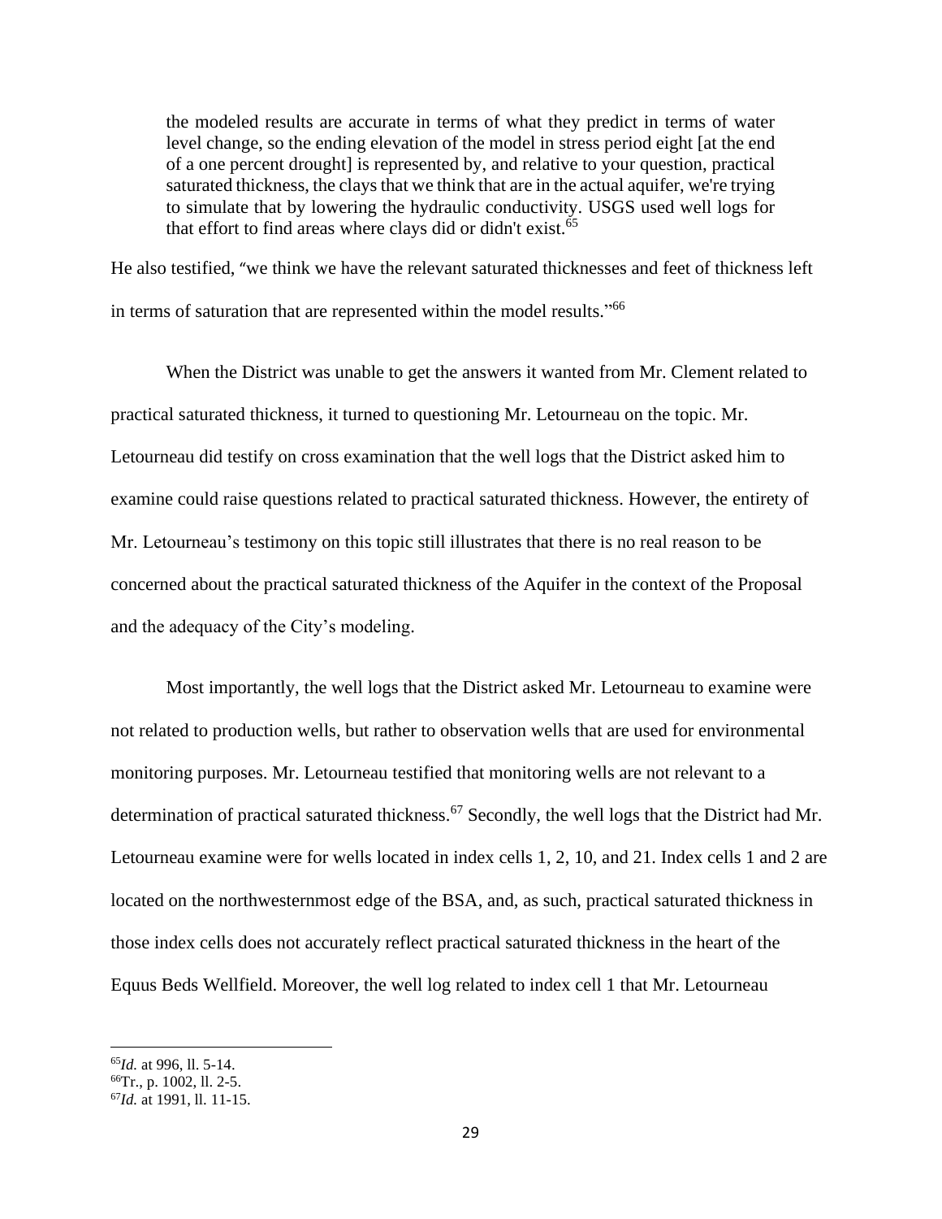> the modeled results are accurate in terms of what they predict in terms of water level change, so the ending elevation of the model in stress period eight [at the end of a one percent drought] is represented by, and relative to your question, practical saturated thickness, the clays that we think that are in the actual aquifer, we're trying to simulate that by lowering the hydraulic conductivity. USGS used well logs for that effort to find areas where clays did or didn't exist.[65]

He also testified, "we think we have the relevant saturated thicknesses and feet of thickness left in terms of saturation that are represented within the model results."[66]

When the District was unable to get the answers it wanted from Mr. Clement related to practical saturated thickness, it turned to questioning Mr. Letourneau on the topic. Mr. Letourneau did testify on cross examination that the well logs that the District asked him to examine could raise questions related to practical saturated thickness. However, the entirety of Mr. Letourneau's testimony on this topic still illustrates that there is no real reason to be concerned about the practical saturated thickness of the Aquifer in the context of the Proposal and the adequacy of the City's modeling.

Most importantly, the well logs that the District asked Mr. Letourneau to examine were not related to production wells, but rather to observation wells that are used for environmental monitoring purposes. Mr. Letourneau testified that monitoring wells are not relevant to a determination of practical saturated thickness.[67] Secondly, the well logs that the District had Mr. Letourneau examine were for wells located in index cells 1, 2, 10, and 21. Index cells 1 and 2 are located on the northwesternmost edge of the BSA, and, as such, practical saturated thickness in those index cells does not accurately reflect practical saturated thickness in the heart of the Equus Beds Wellfield. Moreover, the well log related to index cell 1 that Mr. Letourneau

---

[65] *Id.* at 996, ll. 5-14.
[66] Tr., p. 1002, ll. 2-5.
[67] *Id.* at 1991, ll. 11-15.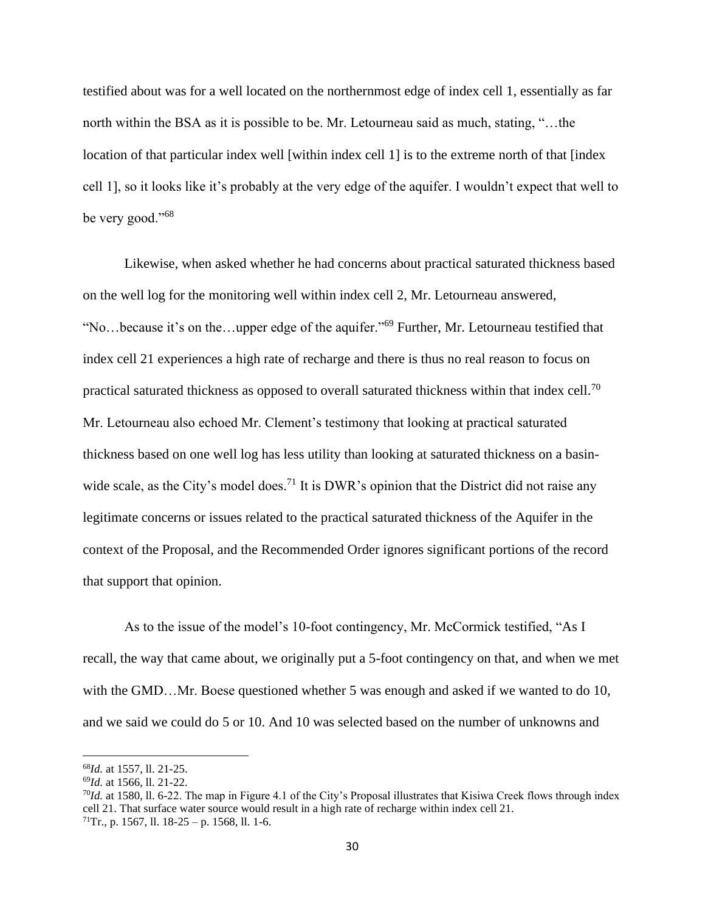testified about was for a well located on the northernmost edge of index cell 1, essentially as far north within the BSA as it is possible to be. Mr. Letourneau said as much, stating, "…the location of that particular index well [within index cell 1] is to the extreme north of that [index cell 1], so it looks like it's probably at the very edge of the aquifer. I wouldn't expect that well to be very good."[68]

Likewise, when asked whether he had concerns about practical saturated thickness based on the well log for the monitoring well within index cell 2, Mr. Letourneau answered, "No…because it's on the…upper edge of the aquifer."[69] Further, Mr. Letourneau testified that index cell 21 experiences a high rate of recharge and there is thus no real reason to focus on practical saturated thickness as opposed to overall saturated thickness within that index cell.[70] Mr. Letourneau also echoed Mr. Clement's testimony that looking at practical saturated thickness based on one well log has less utility than looking at saturated thickness on a basin-wide scale, as the City's model does.[71] It is DWR's opinion that the District did not raise any legitimate concerns or issues related to the practical saturated thickness of the Aquifer in the context of the Proposal, and the Recommended Order ignores significant portions of the record that support that opinion.

As to the issue of the model's 10-foot contingency, Mr. McCormick testified, "As I recall, the way that came about, we originally put a 5-foot contingency on that, and when we met with the GMD…Mr. Boese questioned whether 5 was enough and asked if we wanted to do 10, and we said we could do 5 or 10. And 10 was selected based on the number of unknowns and

---

[68] *Id.* at 1557, ll. 21-25.

[69] *Id.* at 1566, ll. 21-22.

[70] *Id.* at 1580, ll. 6-22. The map in Figure 4.1 of the City's Proposal illustrates that Kisiwa Creek flows through index cell 21. That surface water source would result in a high rate of recharge within index cell 21.

[71] Tr., p. 1567, ll. 18-25 – p. 1568, ll. 1-6.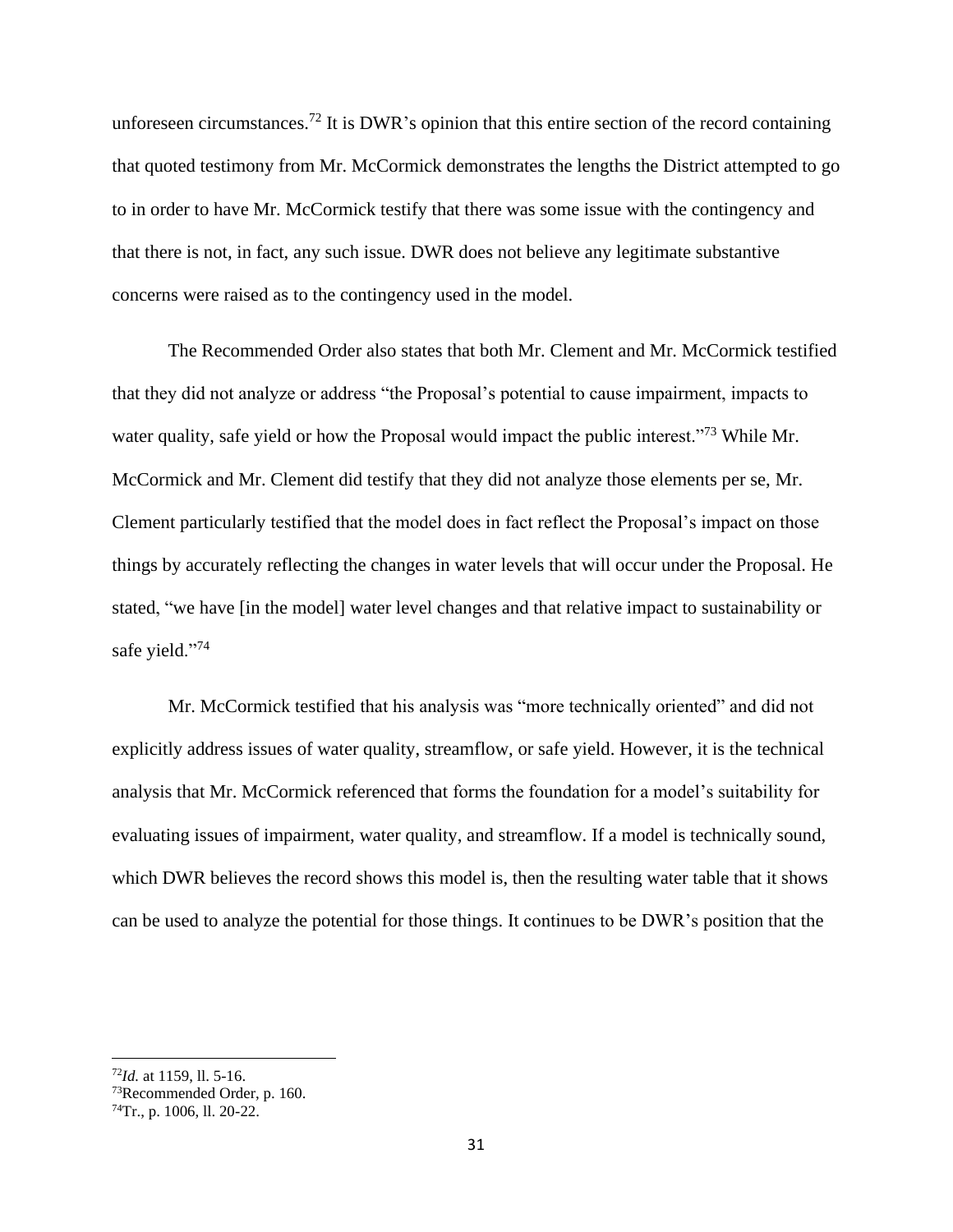unforeseen circumstances.[72] It is DWR's opinion that this entire section of the record containing that quoted testimony from Mr. McCormick demonstrates the lengths the District attempted to go to in order to have Mr. McCormick testify that there was some issue with the contingency and that there is not, in fact, any such issue. DWR does not believe any legitimate substantive concerns were raised as to the contingency used in the model.

The Recommended Order also states that both Mr. Clement and Mr. McCormick testified that they did not analyze or address "the Proposal's potential to cause impairment, impacts to water quality, safe yield or how the Proposal would impact the public interest."[73] While Mr. McCormick and Mr. Clement did testify that they did not analyze those elements per se, Mr. Clement particularly testified that the model does in fact reflect the Proposal's impact on those things by accurately reflecting the changes in water levels that will occur under the Proposal. He stated, "we have [in the model] water level changes and that relative impact to sustainability or safe yield."[74]

Mr. McCormick testified that his analysis was "more technically oriented" and did not explicitly address issues of water quality, streamflow, or safe yield. However, it is the technical analysis that Mr. McCormick referenced that forms the foundation for a model's suitability for evaluating issues of impairment, water quality, and streamflow. If a model is technically sound, which DWR believes the record shows this model is, then the resulting water table that it shows can be used to analyze the potential for those things. It continues to be DWR's position that the

---

[72] *Id.* at 1159, ll. 5-16.
[73] Recommended Order, p. 160.
[74] Tr., p. 1006, ll. 20-22.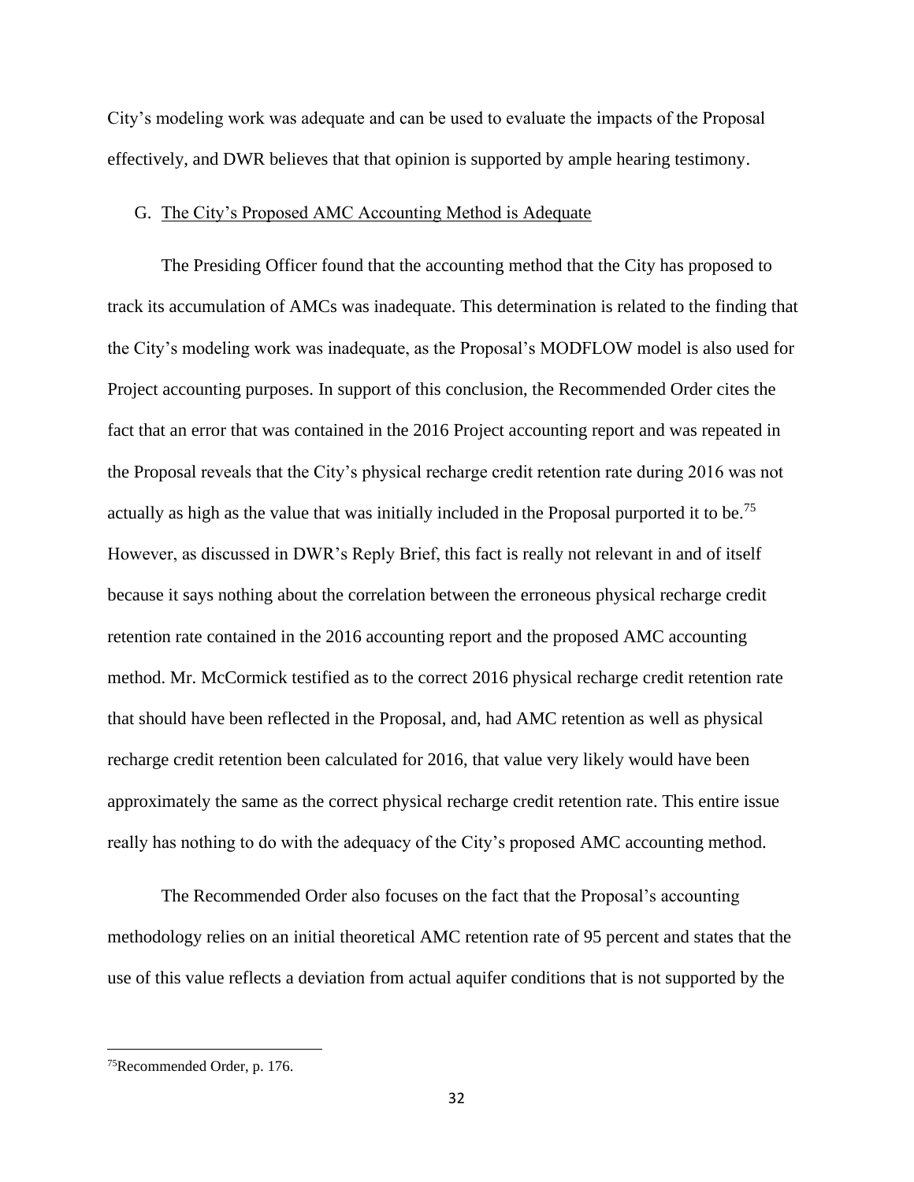City's modeling work was adequate and can be used to evaluate the impacts of the Proposal effectively, and DWR believes that that opinion is supported by ample hearing testimony.

G. The City's Proposed AMC Accounting Method is Adequate

The Presiding Officer found that the accounting method that the City has proposed to track its accumulation of AMCs was inadequate. This determination is related to the finding that the City's modeling work was inadequate, as the Proposal's MODFLOW model is also used for Project accounting purposes. In support of this conclusion, the Recommended Order cites the fact that an error that was contained in the 2016 Project accounting report and was repeated in the Proposal reveals that the City's physical recharge credit retention rate during 2016 was not actually as high as the value that was initially included in the Proposal purported it to be.[75] However, as discussed in DWR's Reply Brief, this fact is really not relevant in and of itself because it says nothing about the correlation between the erroneous physical recharge credit retention rate contained in the 2016 accounting report and the proposed AMC accounting method. Mr. McCormick testified as to the correct 2016 physical recharge credit retention rate that should have been reflected in the Proposal, and, had AMC retention as well as physical recharge credit retention been calculated for 2016, that value very likely would have been approximately the same as the correct physical recharge credit retention rate. This entire issue really has nothing to do with the adequacy of the City's proposed AMC accounting method.

The Recommended Order also focuses on the fact that the Proposal's accounting methodology relies on an initial theoretical AMC retention rate of 95 percent and states that the use of this value reflects a deviation from actual aquifer conditions that is not supported by the

[75] Recommended Order, p. 176.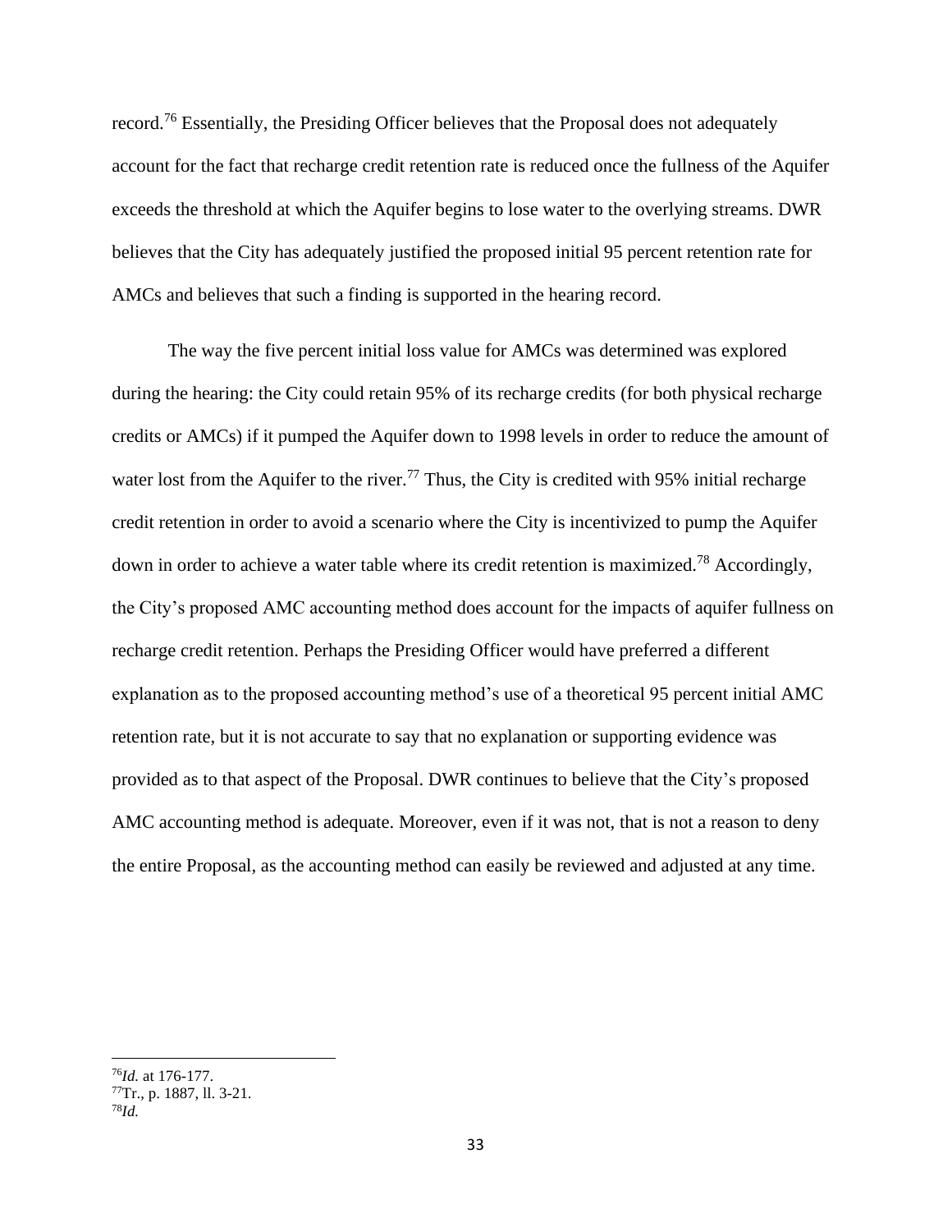record.[76] Essentially, the Presiding Officer believes that the Proposal does not adequately account for the fact that recharge credit retention rate is reduced once the fullness of the Aquifer exceeds the threshold at which the Aquifer begins to lose water to the overlying streams. DWR believes that the City has adequately justified the proposed initial 95 percent retention rate for AMCs and believes that such a finding is supported in the hearing record.

The way the five percent initial loss value for AMCs was determined was explored during the hearing: the City could retain 95% of its recharge credits (for both physical recharge credits or AMCs) if it pumped the Aquifer down to 1998 levels in order to reduce the amount of water lost from the Aquifer to the river.[77] Thus, the City is credited with 95% initial recharge credit retention in order to avoid a scenario where the City is incentivized to pump the Aquifer down in order to achieve a water table where its credit retention is maximized.[78] Accordingly, the City's proposed AMC accounting method does account for the impacts of aquifer fullness on recharge credit retention. Perhaps the Presiding Officer would have preferred a different explanation as to the proposed accounting method's use of a theoretical 95 percent initial AMC retention rate, but it is not accurate to say that no explanation or supporting evidence was provided as to that aspect of the Proposal. DWR continues to believe that the City's proposed AMC accounting method is adequate. Moreover, even if it was not, that is not a reason to deny the entire Proposal, as the accounting method can easily be reviewed and adjusted at any time.

---

[76] *Id.* at 176-177.
[77] Tr., p. 1887, ll. 3-21.
[78] *Id.*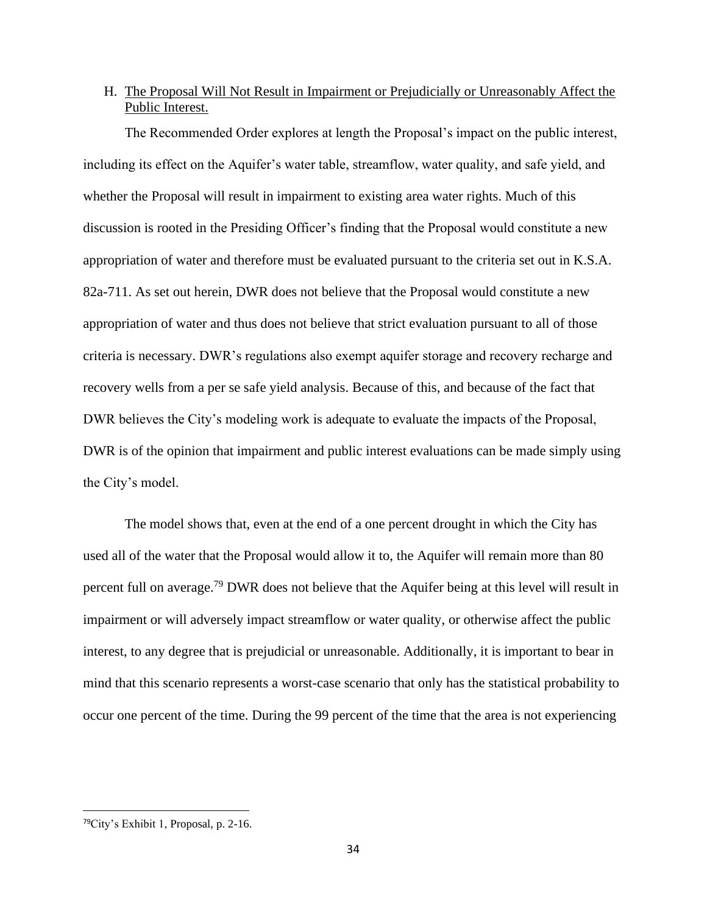H. <u>The Proposal Will Not Result in Impairment or Prejudicially or Unreasonably Affect the Public Interest.</u>

The Recommended Order explores at length the Proposal's impact on the public interest, including its effect on the Aquifer's water table, streamflow, water quality, and safe yield, and whether the Proposal will result in impairment to existing area water rights. Much of this discussion is rooted in the Presiding Officer's finding that the Proposal would constitute a new appropriation of water and therefore must be evaluated pursuant to the criteria set out in K.S.A. 82a-711. As set out herein, DWR does not believe that the Proposal would constitute a new appropriation of water and thus does not believe that strict evaluation pursuant to all of those criteria is necessary. DWR's regulations also exempt aquifer storage and recovery recharge and recovery wells from a per se safe yield analysis. Because of this, and because of the fact that DWR believes the City's modeling work is adequate to evaluate the impacts of the Proposal, DWR is of the opinion that impairment and public interest evaluations can be made simply using the City's model.

The model shows that, even at the end of a one percent drought in which the City has used all of the water that the Proposal would allow it to, the Aquifer will remain more than 80 percent full on average.[79] DWR does not believe that the Aquifer being at this level will result in impairment or will adversely impact streamflow or water quality, or otherwise affect the public interest, to any degree that is prejudicial or unreasonable. Additionally, it is important to bear in mind that this scenario represents a worst-case scenario that only has the statistical probability to occur one percent of the time. During the 99 percent of the time that the area is not experiencing

---

[79]City's Exhibit 1, Proposal, p. 2-16.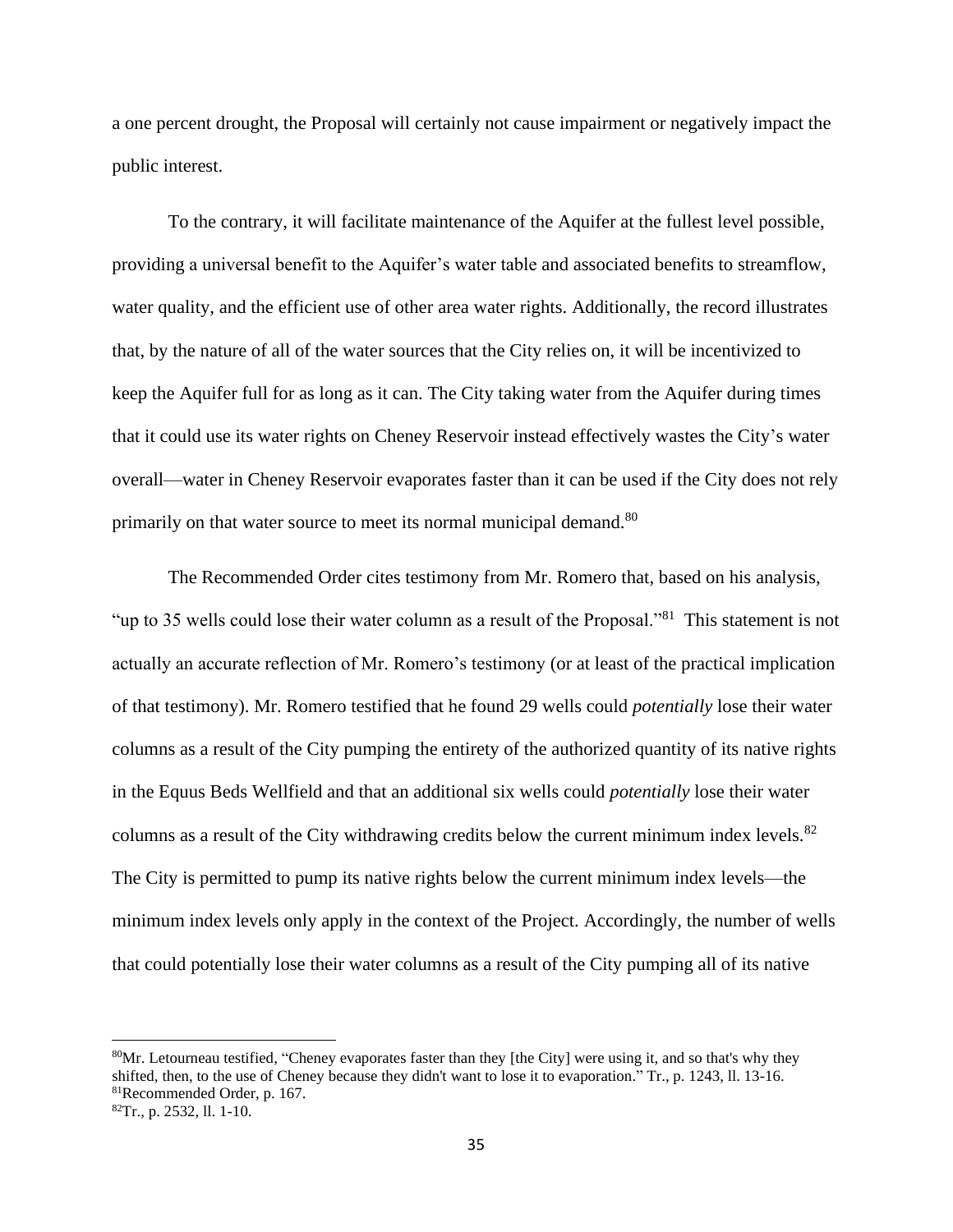a one percent drought, the Proposal will certainly not cause impairment or negatively impact the public interest.

To the contrary, it will facilitate maintenance of the Aquifer at the fullest level possible, providing a universal benefit to the Aquifer's water table and associated benefits to streamflow, water quality, and the efficient use of other area water rights. Additionally, the record illustrates that, by the nature of all of the water sources that the City relies on, it will be incentivized to keep the Aquifer full for as long as it can. The City taking water from the Aquifer during times that it could use its water rights on Cheney Reservoir instead effectively wastes the City's water overall—water in Cheney Reservoir evaporates faster than it can be used if the City does not rely primarily on that water source to meet its normal municipal demand.[80]

The Recommended Order cites testimony from Mr. Romero that, based on his analysis, "up to 35 wells could lose their water column as a result of the Proposal."[81] This statement is not actually an accurate reflection of Mr. Romero's testimony (or at least of the practical implication of that testimony). Mr. Romero testified that he found 29 wells could *potentially* lose their water columns as a result of the City pumping the entirety of the authorized quantity of its native rights in the Equus Beds Wellfield and that an additional six wells could *potentially* lose their water columns as a result of the City withdrawing credits below the current minimum index levels.[82] The City is permitted to pump its native rights below the current minimum index levels—the minimum index levels only apply in the context of the Project. Accordingly, the number of wells that could potentially lose their water columns as a result of the City pumping all of its native

---

[80] Mr. Letourneau testified, "Cheney evaporates faster than they [the City] were using it, and so that's why they shifted, then, to the use of Cheney because they didn't want to lose it to evaporation." Tr., p. 1243, ll. 13-16.

[81] Recommended Order, p. 167.

[82] Tr., p. 2532, ll. 1-10.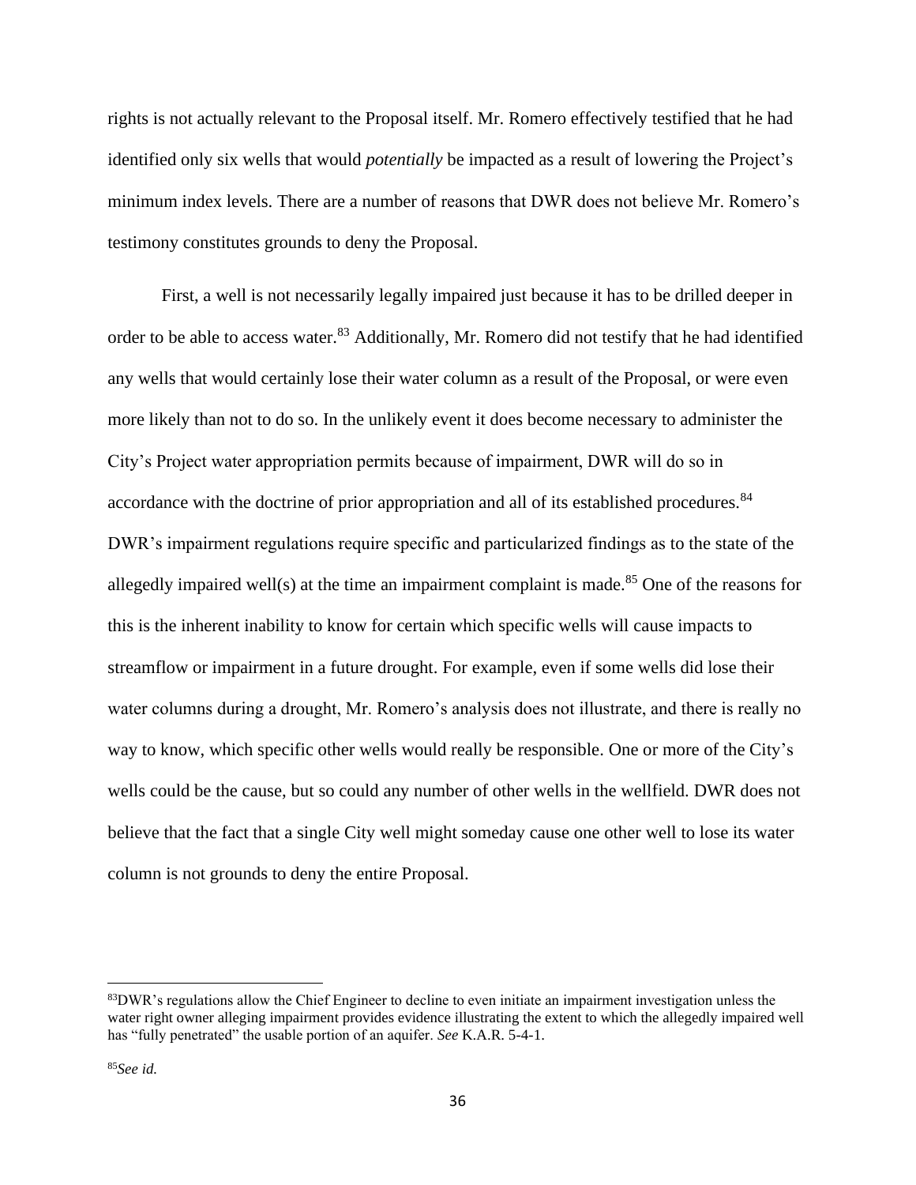rights is not actually relevant to the Proposal itself. Mr. Romero effectively testified that he had identified only six wells that would *potentially* be impacted as a result of lowering the Project's minimum index levels. There are a number of reasons that DWR does not believe Mr. Romero's testimony constitutes grounds to deny the Proposal.

First, a well is not necessarily legally impaired just because it has to be drilled deeper in order to be able to access water.[83] Additionally, Mr. Romero did not testify that he had identified any wells that would certainly lose their water column as a result of the Proposal, or were even more likely than not to do so. In the unlikely event it does become necessary to administer the City's Project water appropriation permits because of impairment, DWR will do so in accordance with the doctrine of prior appropriation and all of its established procedures.[84] DWR's impairment regulations require specific and particularized findings as to the state of the allegedly impaired well(s) at the time an impairment complaint is made.[85] One of the reasons for this is the inherent inability to know for certain which specific wells will cause impacts to streamflow or impairment in a future drought. For example, even if some wells did lose their water columns during a drought, Mr. Romero's analysis does not illustrate, and there is really no way to know, which specific other wells would really be responsible. One or more of the City's wells could be the cause, but so could any number of other wells in the wellfield. DWR does not believe that the fact that a single City well might someday cause one other well to lose its water column is not grounds to deny the entire Proposal.

---

[83]DWR's regulations allow the Chief Engineer to decline to even initiate an impairment investigation unless the water right owner alleging impairment provides evidence illustrating the extent to which the allegedly impaired well has "fully penetrated" the usable portion of an aquifer. *See* K.A.R. 5-4-1.

[85]*See id.*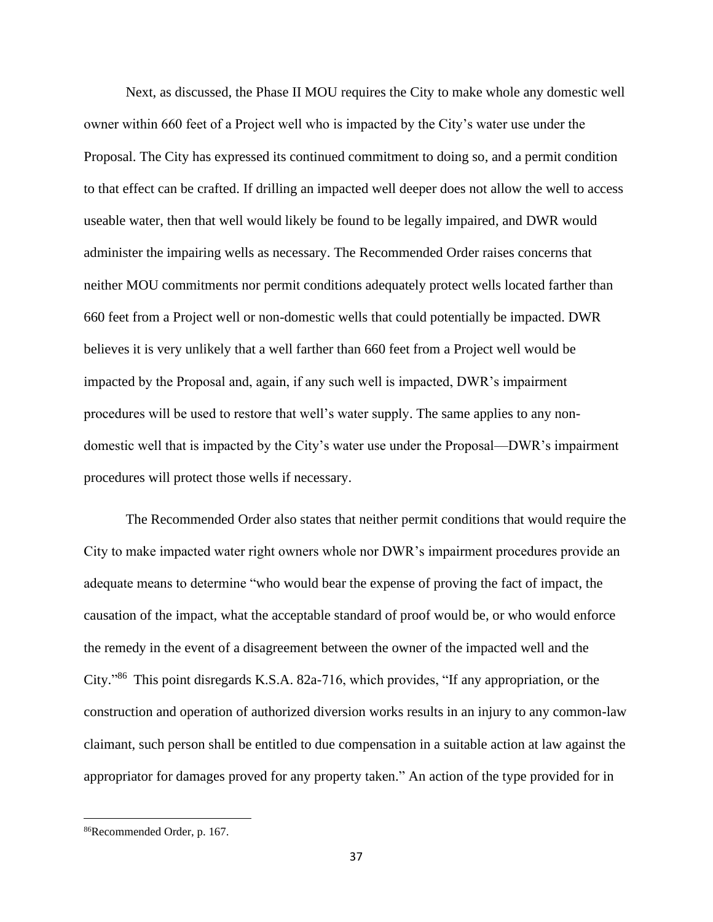Next, as discussed, the Phase II MOU requires the City to make whole any domestic well owner within 660 feet of a Project well who is impacted by the City's water use under the Proposal. The City has expressed its continued commitment to doing so, and a permit condition to that effect can be crafted. If drilling an impacted well deeper does not allow the well to access useable water, then that well would likely be found to be legally impaired, and DWR would administer the impairing wells as necessary. The Recommended Order raises concerns that neither MOU commitments nor permit conditions adequately protect wells located farther than 660 feet from a Project well or non-domestic wells that could potentially be impacted. DWR believes it is very unlikely that a well farther than 660 feet from a Project well would be impacted by the Proposal and, again, if any such well is impacted, DWR's impairment procedures will be used to restore that well's water supply. The same applies to any non-domestic well that is impacted by the City's water use under the Proposal—DWR's impairment procedures will protect those wells if necessary.

The Recommended Order also states that neither permit conditions that would require the City to make impacted water right owners whole nor DWR's impairment procedures provide an adequate means to determine "who would bear the expense of proving the fact of impact, the causation of the impact, what the acceptable standard of proof would be, or who would enforce the remedy in the event of a disagreement between the owner of the impacted well and the City."[86] This point disregards K.S.A. 82a-716, which provides, "If any appropriation, or the construction and operation of authorized diversion works results in an injury to any common-law claimant, such person shall be entitled to due compensation in a suitable action at law against the appropriator for damages proved for any property taken." An action of the type provided for in

[86] Recommended Order, p. 167.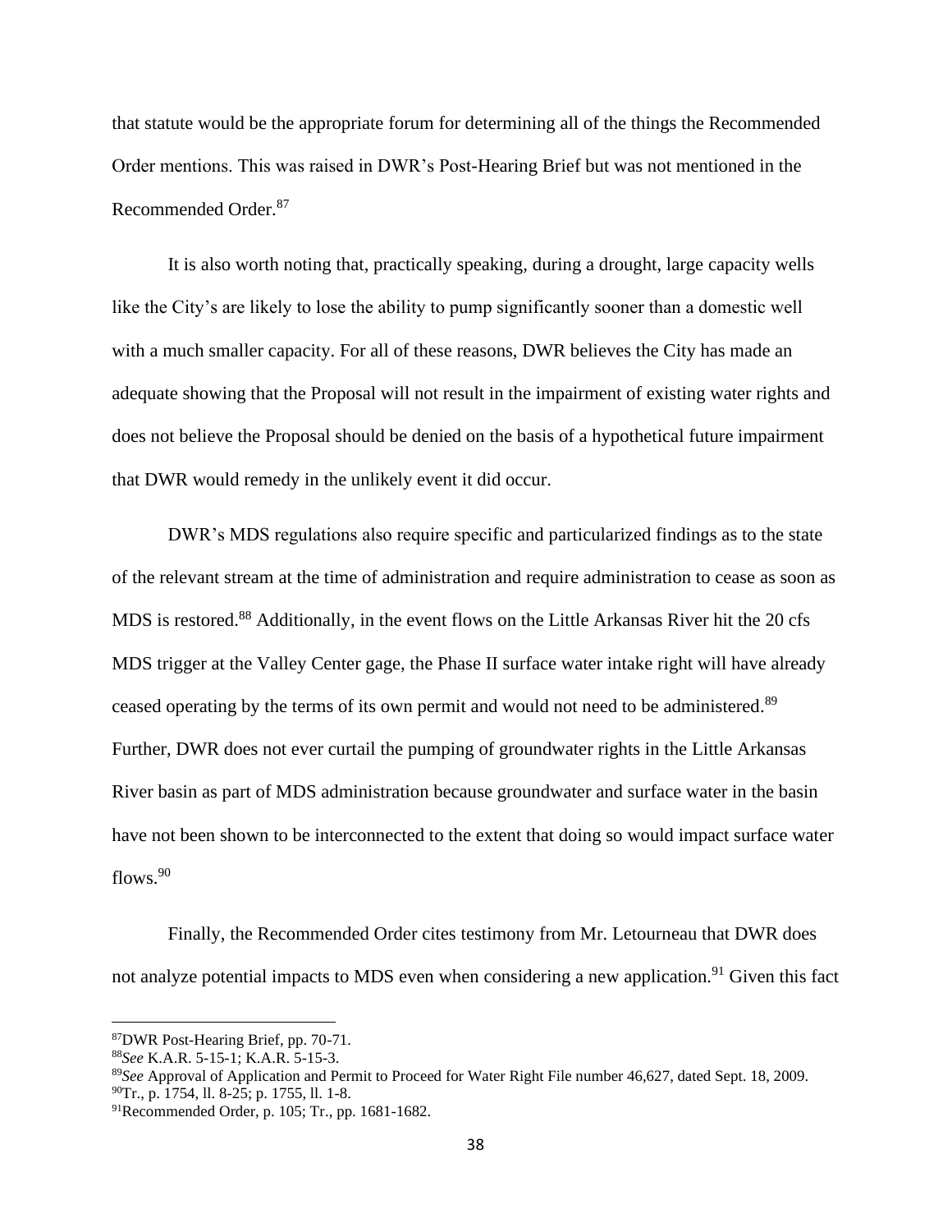that statute would be the appropriate forum for determining all of the things the Recommended Order mentions. This was raised in DWR's Post-Hearing Brief but was not mentioned in the Recommended Order.[87]

It is also worth noting that, practically speaking, during a drought, large capacity wells like the City's are likely to lose the ability to pump significantly sooner than a domestic well with a much smaller capacity. For all of these reasons, DWR believes the City has made an adequate showing that the Proposal will not result in the impairment of existing water rights and does not believe the Proposal should be denied on the basis of a hypothetical future impairment that DWR would remedy in the unlikely event it did occur.

DWR's MDS regulations also require specific and particularized findings as to the state of the relevant stream at the time of administration and require administration to cease as soon as MDS is restored.[88] Additionally, in the event flows on the Little Arkansas River hit the 20 cfs MDS trigger at the Valley Center gage, the Phase II surface water intake right will have already ceased operating by the terms of its own permit and would not need to be administered.[89] Further, DWR does not ever curtail the pumping of groundwater rights in the Little Arkansas River basin as part of MDS administration because groundwater and surface water in the basin have not been shown to be interconnected to the extent that doing so would impact surface water flows.[90]

Finally, the Recommended Order cites testimony from Mr. Letourneau that DWR does not analyze potential impacts to MDS even when considering a new application.[91] Given this fact

---

[87]DWR Post-Hearing Brief, pp. 70-71.

[88]*See* K.A.R. 5-15-1; K.A.R. 5-15-3.

[89]*See* Approval of Application and Permit to Proceed for Water Right File number 46,627, dated Sept. 18, 2009.

[90]Tr., p. 1754, ll. 8-25; p. 1755, ll. 1-8.

[91]Recommended Order, p. 105; Tr., pp. 1681-1682.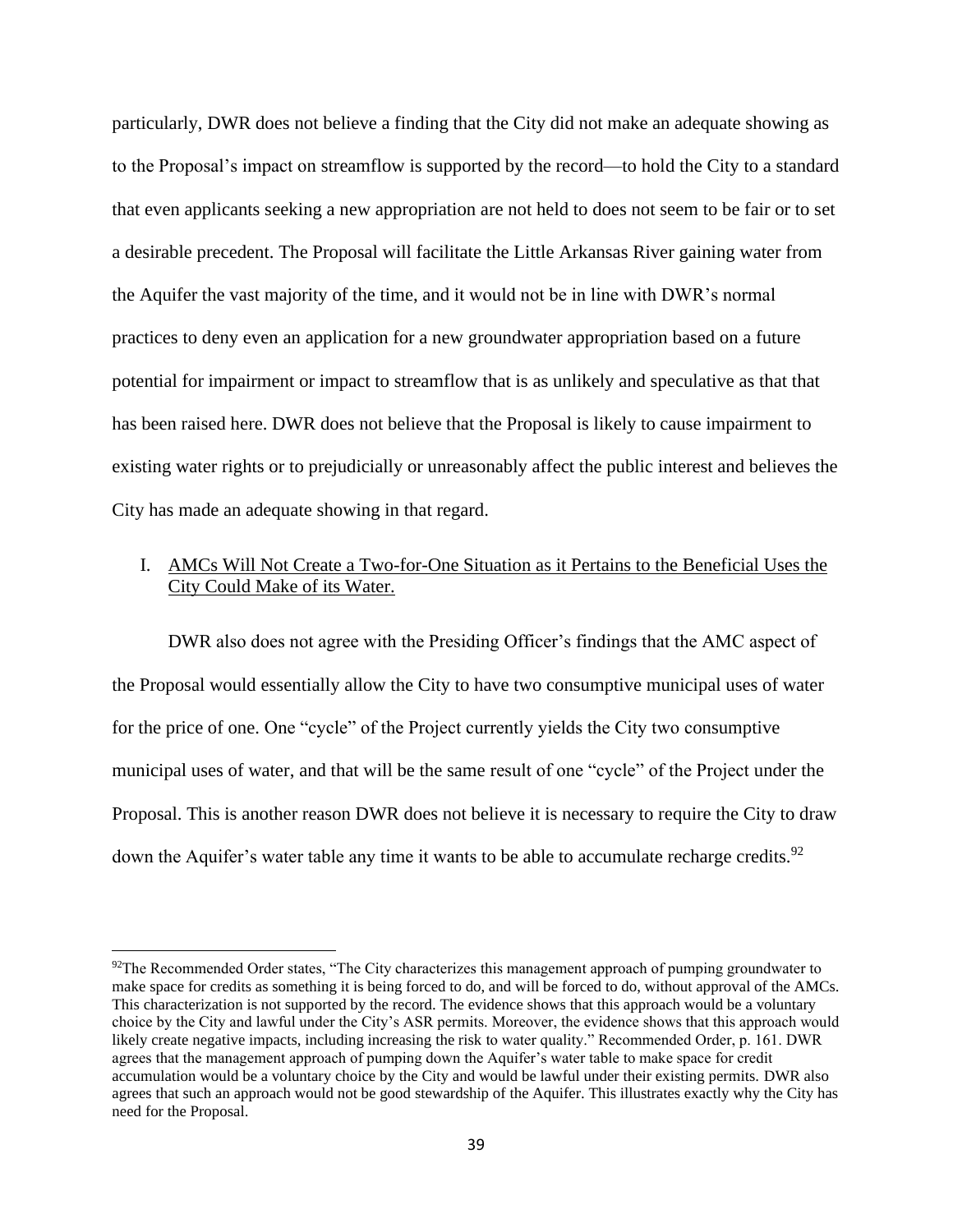particularly, DWR does not believe a finding that the City did not make an adequate showing as to the Proposal's impact on streamflow is supported by the record—to hold the City to a standard that even applicants seeking a new appropriation are not held to does not seem to be fair or to set a desirable precedent. The Proposal will facilitate the Little Arkansas River gaining water from the Aquifer the vast majority of the time, and it would not be in line with DWR's normal practices to deny even an application for a new groundwater appropriation based on a future potential for impairment or impact to streamflow that is as unlikely and speculative as that that has been raised here. DWR does not believe that the Proposal is likely to cause impairment to existing water rights or to prejudicially or unreasonably affect the public interest and believes the City has made an adequate showing in that regard.

## I. AMCs Will Not Create a Two-for-One Situation as it Pertains to the Beneficial Uses the City Could Make of its Water.

DWR also does not agree with the Presiding Officer's findings that the AMC aspect of the Proposal would essentially allow the City to have two consumptive municipal uses of water for the price of one. One "cycle" of the Project currently yields the City two consumptive municipal uses of water, and that will be the same result of one "cycle" of the Project under the Proposal. This is another reason DWR does not believe it is necessary to require the City to draw down the Aquifer's water table any time it wants to be able to accumulate recharge credits.[92]

---

[92]The Recommended Order states, "The City characterizes this management approach of pumping groundwater to make space for credits as something it is being forced to do, and will be forced to do, without approval of the AMCs. This characterization is not supported by the record. The evidence shows that this approach would be a voluntary choice by the City and lawful under the City's ASR permits. Moreover, the evidence shows that this approach would likely create negative impacts, including increasing the risk to water quality." Recommended Order, p. 161. DWR agrees that the management approach of pumping down the Aquifer's water table to make space for credit accumulation would be a voluntary choice by the City and would be lawful under their existing permits. DWR also agrees that such an approach would not be good stewardship of the Aquifer. This illustrates exactly why the City has need for the Proposal.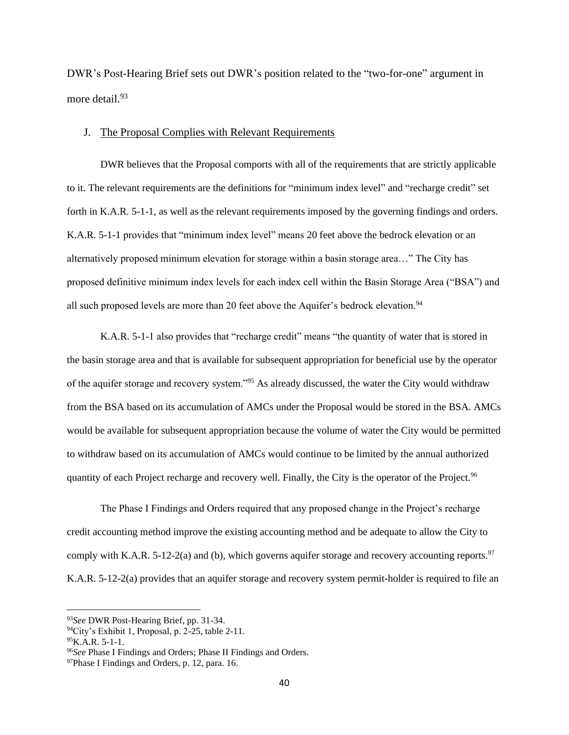DWR's Post-Hearing Brief sets out DWR's position related to the "two-for-one" argument in more detail.[93]

J. The Proposal Complies with Relevant Requirements

DWR believes that the Proposal comports with all of the requirements that are strictly applicable to it. The relevant requirements are the definitions for "minimum index level" and "recharge credit" set forth in K.A.R. 5-1-1, as well as the relevant requirements imposed by the governing findings and orders. K.A.R. 5-1-1 provides that "minimum index level" means 20 feet above the bedrock elevation or an alternatively proposed minimum elevation for storage within a basin storage area…" The City has proposed definitive minimum index levels for each index cell within the Basin Storage Area ("BSA") and all such proposed levels are more than 20 feet above the Aquifer's bedrock elevation.[94]

K.A.R. 5-1-1 also provides that "recharge credit" means "the quantity of water that is stored in the basin storage area and that is available for subsequent appropriation for beneficial use by the operator of the aquifer storage and recovery system."[95] As already discussed, the water the City would withdraw from the BSA based on its accumulation of AMCs under the Proposal would be stored in the BSA. AMCs would be available for subsequent appropriation because the volume of water the City would be permitted to withdraw based on its accumulation of AMCs would continue to be limited by the annual authorized quantity of each Project recharge and recovery well. Finally, the City is the operator of the Project.[96]

The Phase I Findings and Orders required that any proposed change in the Project's recharge credit accounting method improve the existing accounting method and be adequate to allow the City to comply with K.A.R. 5-12-2(a) and (b), which governs aquifer storage and recovery accounting reports.[97] K.A.R. 5-12-2(a) provides that an aquifer storage and recovery system permit-holder is required to file an

---

[93] *See* DWR Post-Hearing Brief, pp. 31-34.
[94] City's Exhibit 1, Proposal, p. 2-25, table 2-11.
[95] K.A.R. 5-1-1.
[96] *See* Phase I Findings and Orders; Phase II Findings and Orders.
[97] Phase I Findings and Orders, p. 12, para. 16.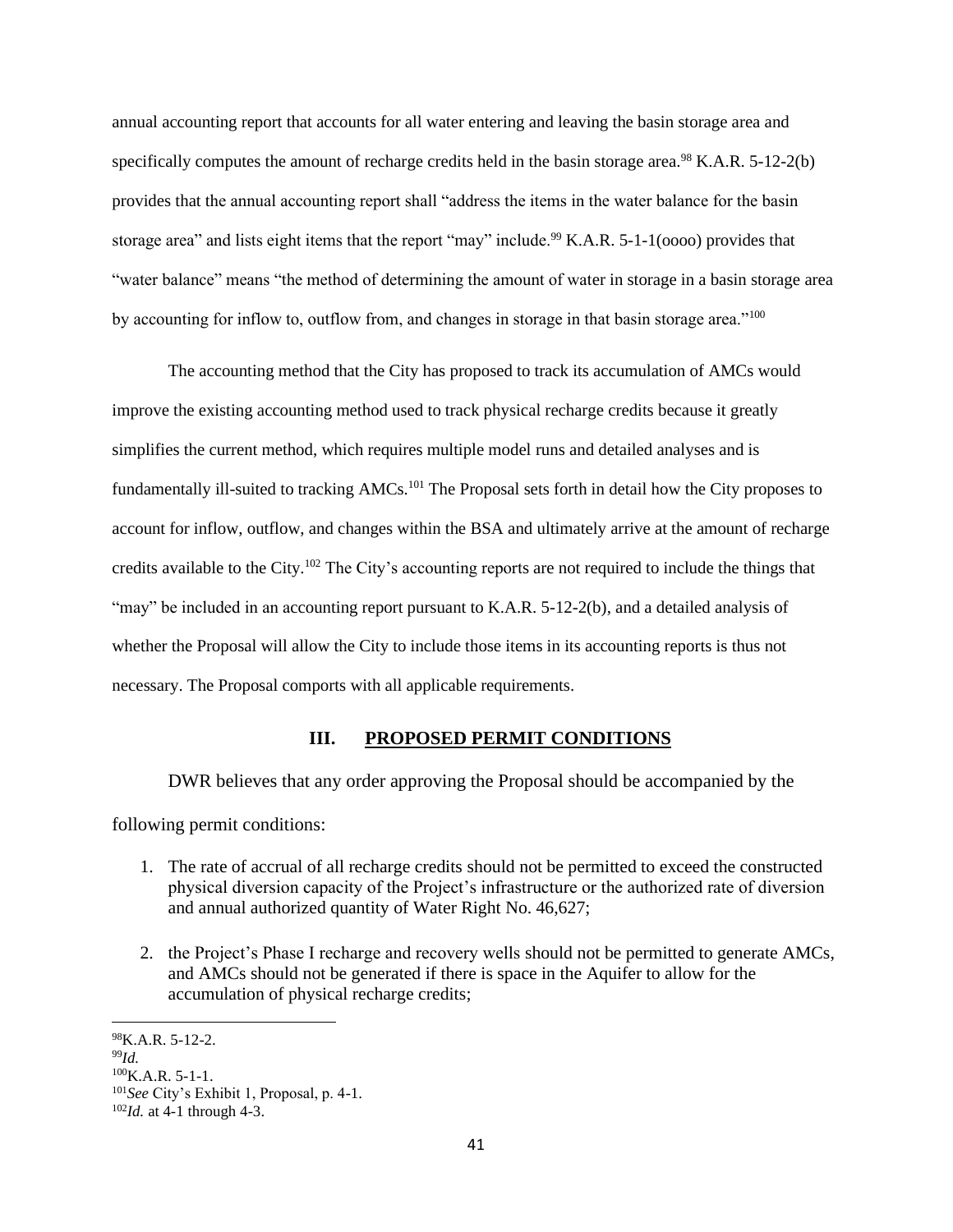annual accounting report that accounts for all water entering and leaving the basin storage area and specifically computes the amount of recharge credits held in the basin storage area.[98] K.A.R. 5-12-2(b) provides that the annual accounting report shall "address the items in the water balance for the basin storage area" and lists eight items that the report "may" include.[99] K.A.R. 5-1-1(oooo) provides that "water balance" means "the method of determining the amount of water in storage in a basin storage area by accounting for inflow to, outflow from, and changes in storage in that basin storage area."[100]

The accounting method that the City has proposed to track its accumulation of AMCs would improve the existing accounting method used to track physical recharge credits because it greatly simplifies the current method, which requires multiple model runs and detailed analyses and is fundamentally ill-suited to tracking AMCs.[101] The Proposal sets forth in detail how the City proposes to account for inflow, outflow, and changes within the BSA and ultimately arrive at the amount of recharge credits available to the City.[102] The City's accounting reports are not required to include the things that "may" be included in an accounting report pursuant to K.A.R. 5-12-2(b), and a detailed analysis of whether the Proposal will allow the City to include those items in its accounting reports is thus not necessary. The Proposal comports with all applicable requirements.

## III. PROPOSED PERMIT CONDITIONS

DWR believes that any order approving the Proposal should be accompanied by the following permit conditions:

1. The rate of accrual of all recharge credits should not be permitted to exceed the constructed physical diversion capacity of the Project's infrastructure or the authorized rate of diversion and annual authorized quantity of Water Right No. 46,627;

2. the Project's Phase I recharge and recovery wells should not be permitted to generate AMCs, and AMCs should not be generated if there is space in the Aquifer to allow for the accumulation of physical recharge credits;

---

[98] K.A.R. 5-12-2.
[99] *Id.*
[100] K.A.R. 5-1-1.
[101] *See* City's Exhibit 1, Proposal, p. 4-1.
[102] *Id.* at 4-1 through 4-3.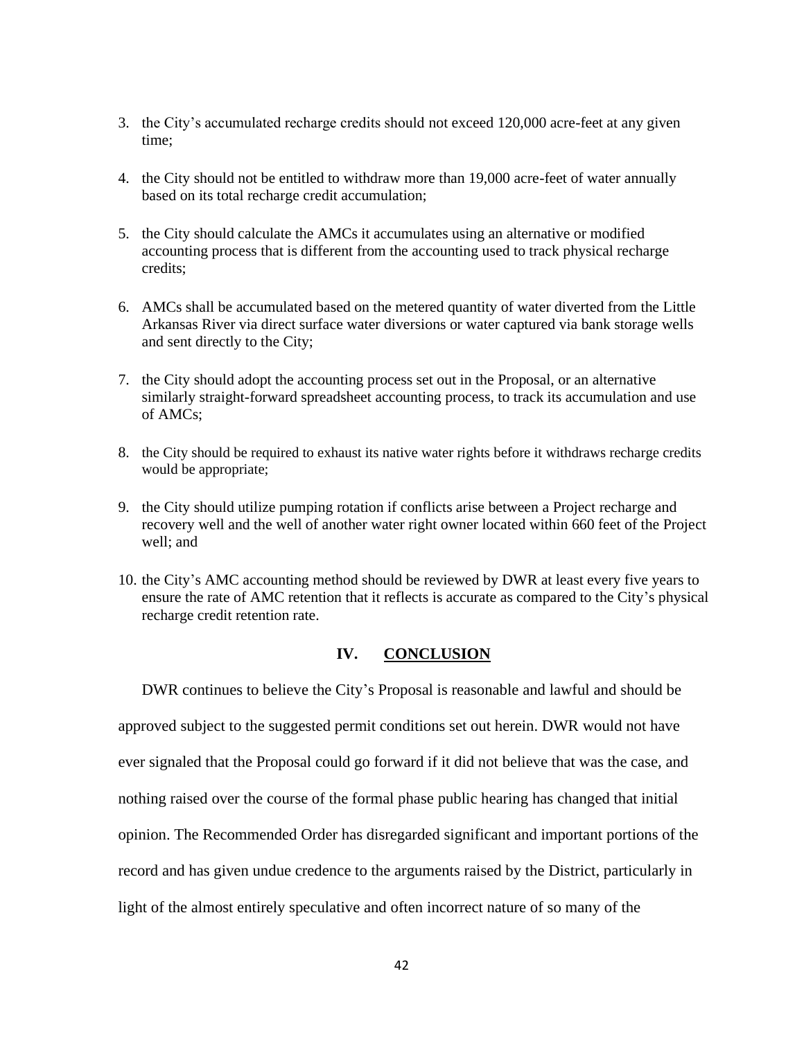3. the City's accumulated recharge credits should not exceed 120,000 acre-feet at any given time;

4. the City should not be entitled to withdraw more than 19,000 acre-feet of water annually based on its total recharge credit accumulation;

5. the City should calculate the AMCs it accumulates using an alternative or modified accounting process that is different from the accounting used to track physical recharge credits;

6. AMCs shall be accumulated based on the metered quantity of water diverted from the Little Arkansas River via direct surface water diversions or water captured via bank storage wells and sent directly to the City;

7. the City should adopt the accounting process set out in the Proposal, or an alternative similarly straight-forward spreadsheet accounting process, to track its accumulation and use of AMCs;

8. the City should be required to exhaust its native water rights before it withdraws recharge credits would be appropriate;

9. the City should utilize pumping rotation if conflicts arise between a Project recharge and recovery well and the well of another water right owner located within 660 feet of the Project well; and

10. the City's AMC accounting method should be reviewed by DWR at least every five years to ensure the rate of AMC retention that it reflects is accurate as compared to the City's physical recharge credit retention rate.

## IV. CONCLUSION

DWR continues to believe the City's Proposal is reasonable and lawful and should be approved subject to the suggested permit conditions set out herein. DWR would not have ever signaled that the Proposal could go forward if it did not believe that was the case, and nothing raised over the course of the formal phase public hearing has changed that initial opinion. The Recommended Order has disregarded significant and important portions of the record and has given undue credence to the arguments raised by the District, particularly in light of the almost entirely speculative and often incorrect nature of so many of the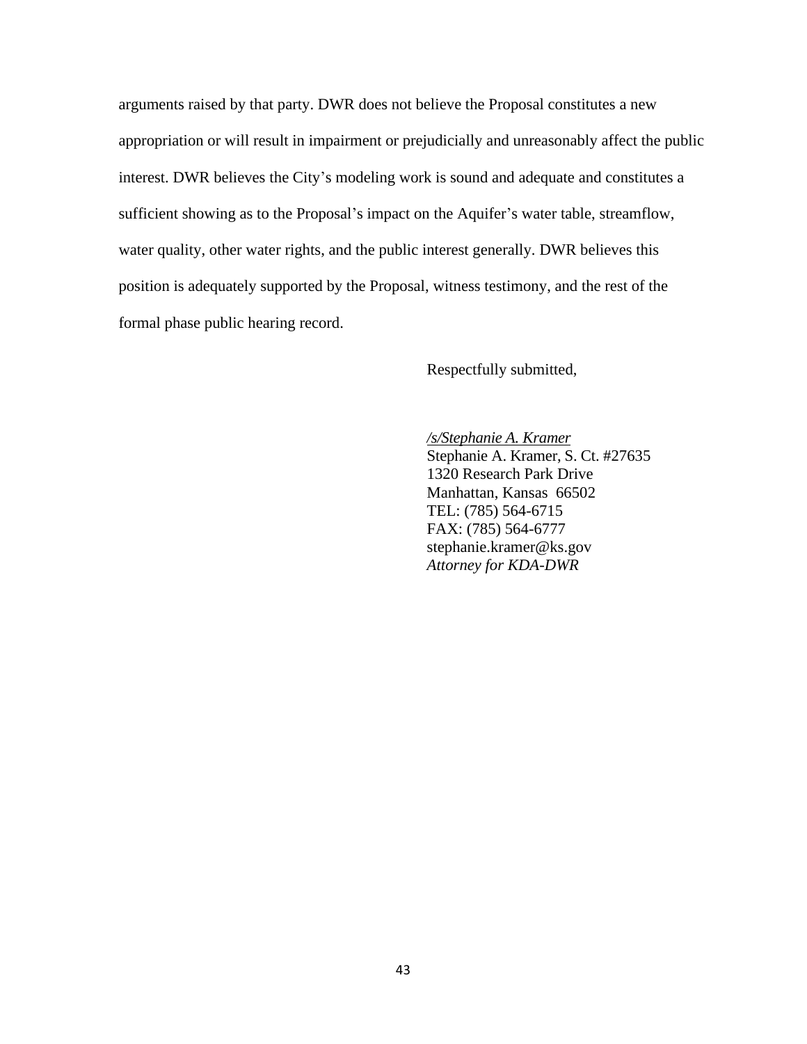arguments raised by that party. DWR does not believe the Proposal constitutes a new appropriation or will result in impairment or prejudicially and unreasonably affect the public interest. DWR believes the City's modeling work is sound and adequate and constitutes a sufficient showing as to the Proposal's impact on the Aquifer's water table, streamflow, water quality, other water rights, and the public interest generally. DWR believes this position is adequately supported by the Proposal, witness testimony, and the rest of the formal phase public hearing record.

Respectfully submitted,

*/s/Stephanie A. Kramer*
Stephanie A. Kramer, S. Ct. #27635
1320 Research Park Drive
Manhattan, Kansas 66502
TEL: (785) 564-6715
FAX: (785) 564-6777
stephanie.kramer@ks.gov
*Attorney for KDA-DWR*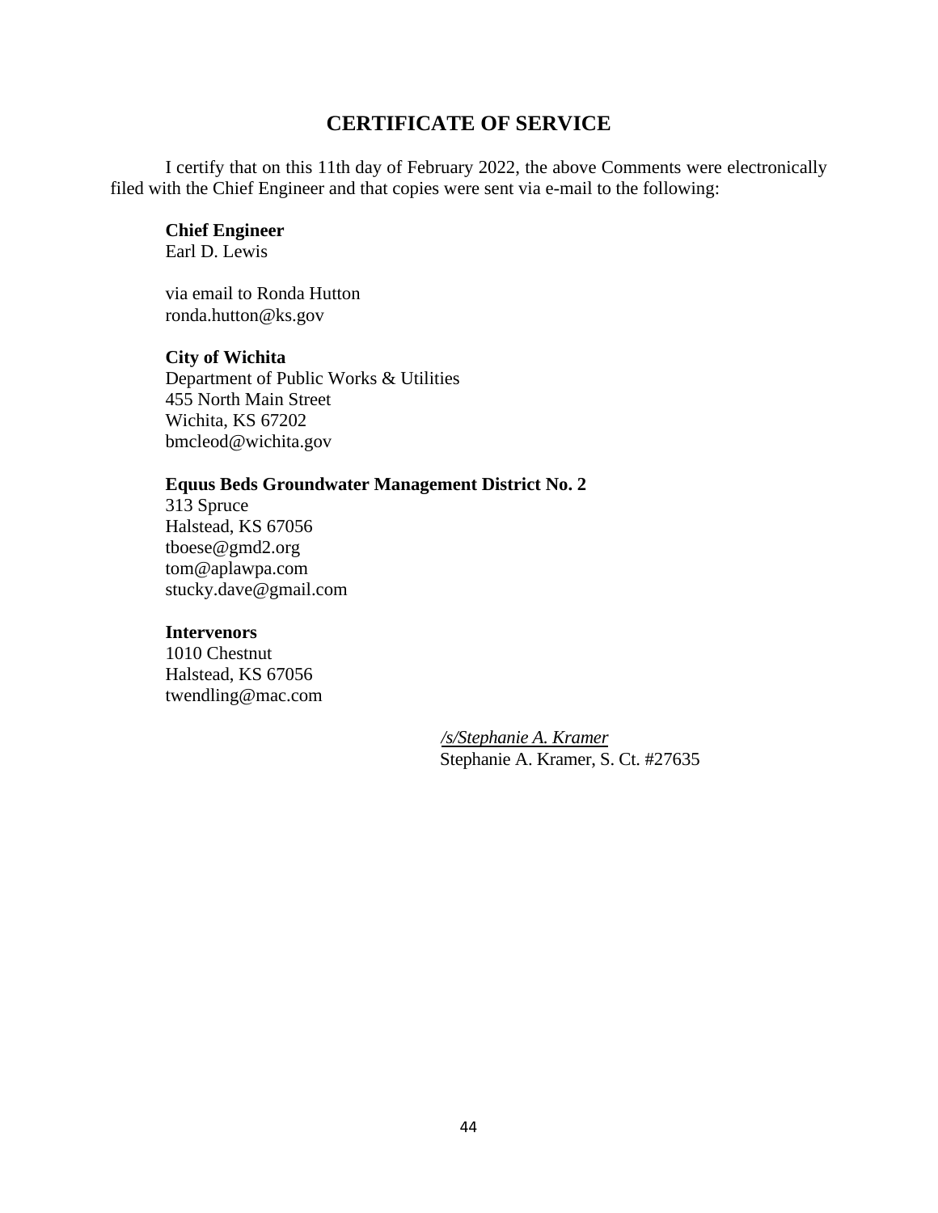## CERTIFICATE OF SERVICE

I certify that on this 11th day of February 2022, the above Comments were electronically filed with the Chief Engineer and that copies were sent via e-mail to the following:

**Chief Engineer**
Earl D. Lewis

via email to Ronda Hutton
ronda.hutton@ks.gov

**City of Wichita**
Department of Public Works & Utilities
455 North Main Street
Wichita, KS 67202
bmcleod@wichita.gov

**Equus Beds Groundwater Management District No. 2**
313 Spruce
Halstead, KS 67056
tboese@gmd2.org
tom@aplawpa.com
stucky.dave@gmail.com

**Intervenors**
1010 Chestnut
Halstead, KS 67056
twendling@mac.com

*/s/Stephanie A. Kramer*
Stephanie A. Kramer, S. Ct. #27635